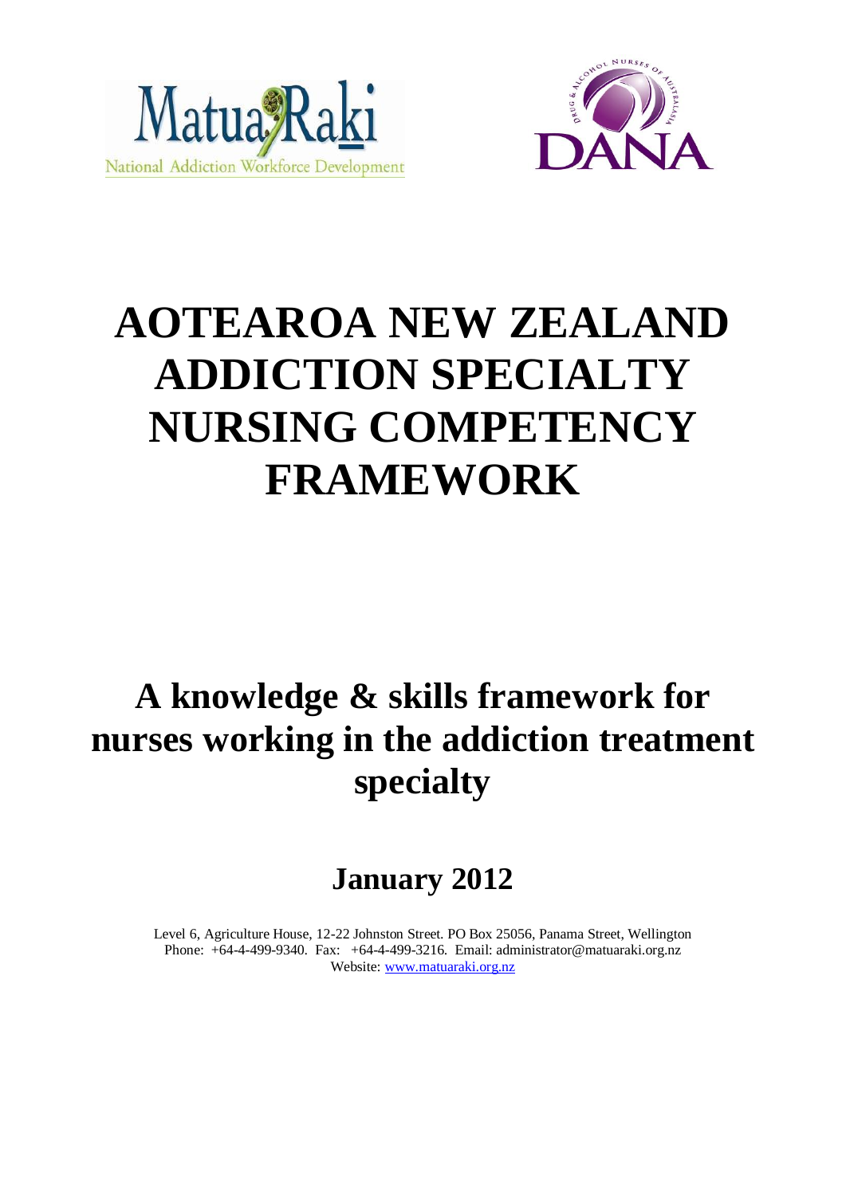Matua Raki
National Addiction Workforce Development

DANA
Drug & Alcohol Nurses of Australasia

# AOTEAROA NEW ZEALAND ADDICTION SPECIALTY NURSING COMPETENCY FRAMEWORK

## A knowledge & skills framework for nurses working in the addiction treatment specialty

### January 2012

Level 6, Agriculture House, 12-22 Johnston Street. PO Box 25056, Panama Street, Wellington
Phone: +64-4-499-9340. Fax: +64-4-499-3216. Email: administrator@matuaraki.org.nz
Website: [www.matuaraki.org.nz](http://www.matuaraki.org.nz)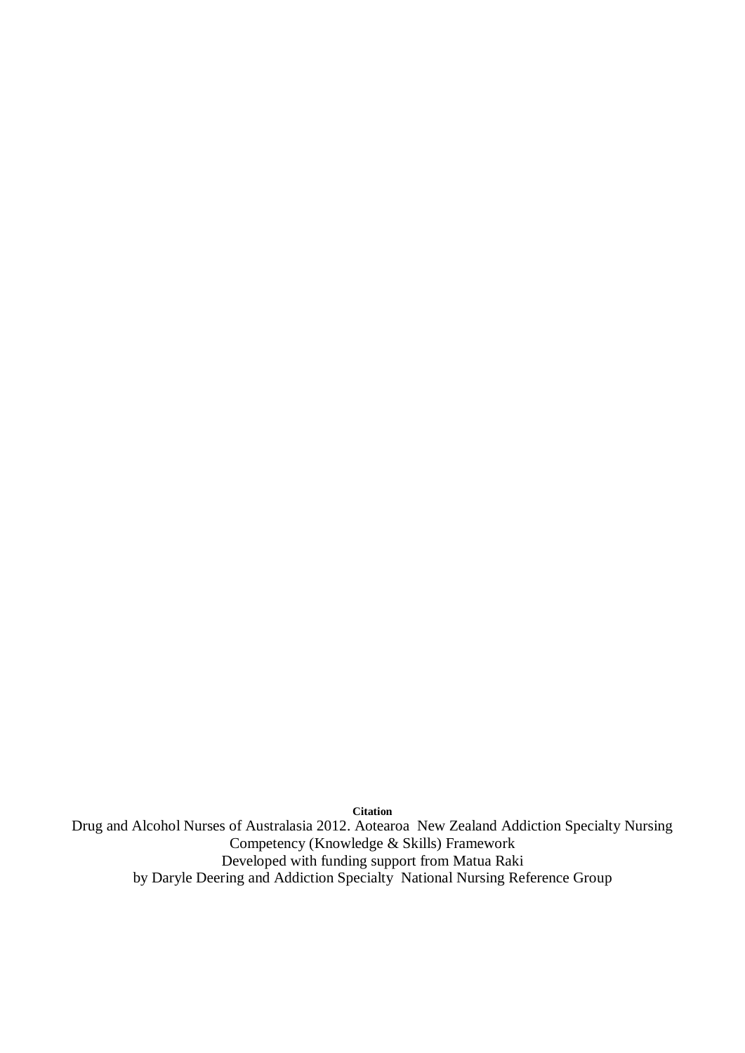**Citation**

Drug and Alcohol Nurses of Australasia 2012. Aotearoa New Zealand Addiction Specialty Nursing Competency (Knowledge & Skills) Framework
Developed with funding support from Matua Raki
by Daryle Deering and Addiction Specialty National Nursing Reference Group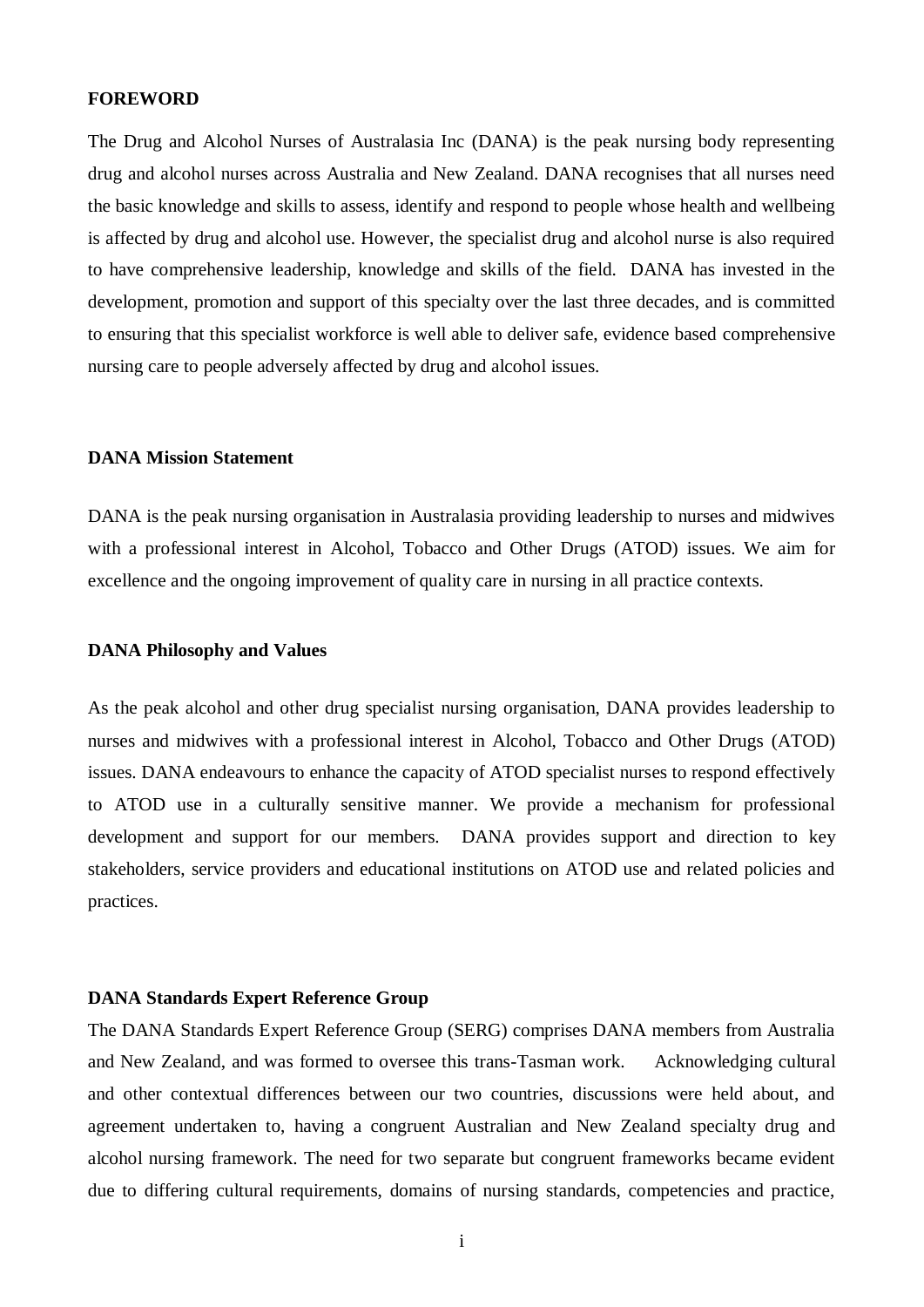## FOREWORD

The Drug and Alcohol Nurses of Australasia Inc (DANA) is the peak nursing body representing drug and alcohol nurses across Australia and New Zealand. DANA recognises that all nurses need the basic knowledge and skills to assess, identify and respond to people whose health and wellbeing is affected by drug and alcohol use. However, the specialist drug and alcohol nurse is also required to have comprehensive leadership, knowledge and skills of the field. DANA has invested in the development, promotion and support of this specialty over the last three decades, and is committed to ensuring that this specialist workforce is well able to deliver safe, evidence based comprehensive nursing care to people adversely affected by drug and alcohol issues.

### DANA Mission Statement

DANA is the peak nursing organisation in Australasia providing leadership to nurses and midwives with a professional interest in Alcohol, Tobacco and Other Drugs (ATOD) issues. We aim for excellence and the ongoing improvement of quality care in nursing in all practice contexts.

### DANA Philosophy and Values

As the peak alcohol and other drug specialist nursing organisation, DANA provides leadership to nurses and midwives with a professional interest in Alcohol, Tobacco and Other Drugs (ATOD) issues. DANA endeavours to enhance the capacity of ATOD specialist nurses to respond effectively to ATOD use in a culturally sensitive manner. We provide a mechanism for professional development and support for our members. DANA provides support and direction to key stakeholders, service providers and educational institutions on ATOD use and related policies and practices.

### DANA Standards Expert Reference Group

The DANA Standards Expert Reference Group (SERG) comprises DANA members from Australia and New Zealand, and was formed to oversee this trans-Tasman work. Acknowledging cultural and other contextual differences between our two countries, discussions were held about, and agreement undertaken to, having a congruent Australian and New Zealand specialty drug and alcohol nursing framework. The need for two separate but congruent frameworks became evident due to differing cultural requirements, domains of nursing standards, competencies and practice,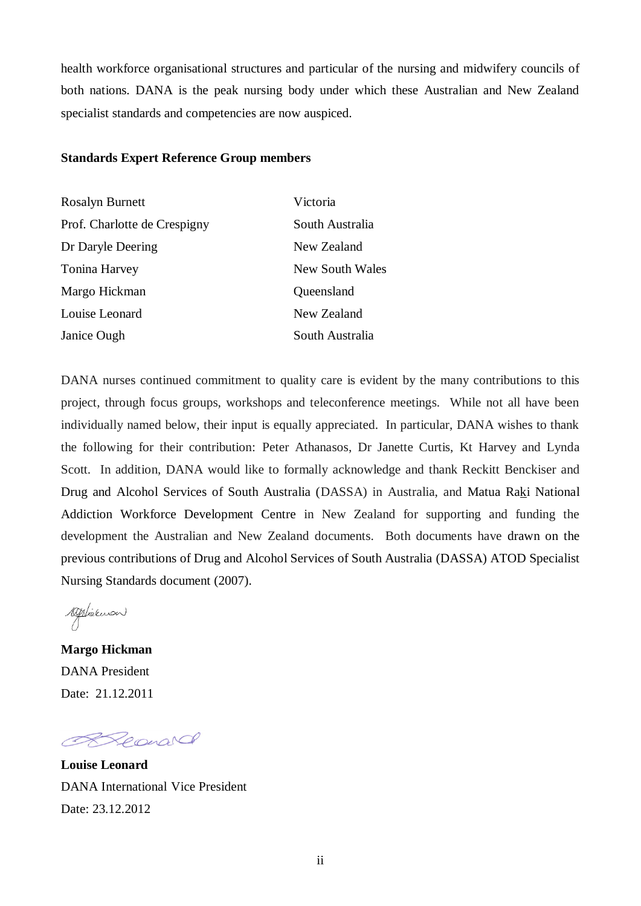health workforce organisational structures and particular of the nursing and midwifery councils of both nations. DANA is the peak nursing body under which these Australian and New Zealand specialist standards and competencies are now auspiced.

**Standards Expert Reference Group members**

| | |
|---|---|
| Rosalyn Burnett | Victoria |
| Prof. Charlotte de Crespigny | South Australia |
| Dr Daryle Deering | New Zealand |
| Tonina Harvey | New South Wales |
| Margo Hickman | Queensland |
| Louise Leonard | New Zealand |
| Janice Ough | South Australia |

DANA nurses continued commitment to quality care is evident by the many contributions to this project, through focus groups, workshops and teleconference meetings. While not all have been individually named below, their input is equally appreciated. In particular, DANA wishes to thank the following for their contribution: Peter Athanasos, Dr Janette Curtis, Kt Harvey and Lynda Scott. In addition, DANA would like to formally acknowledge and thank Reckitt Benckiser and Drug and Alcohol Services of South Australia (DASSA) in Australia, and Matua Raki National Addiction Workforce Development Centre in New Zealand for supporting and funding the development the Australian and New Zealand documents. Both documents have drawn on the previous contributions of Drug and Alcohol Services of South Australia (DASSA) ATOD Specialist Nursing Standards document (2007).

**Margo Hickman**
DANA President
Date: 21.12.2011

**Louise Leonard**
DANA International Vice President
Date: 23.12.2012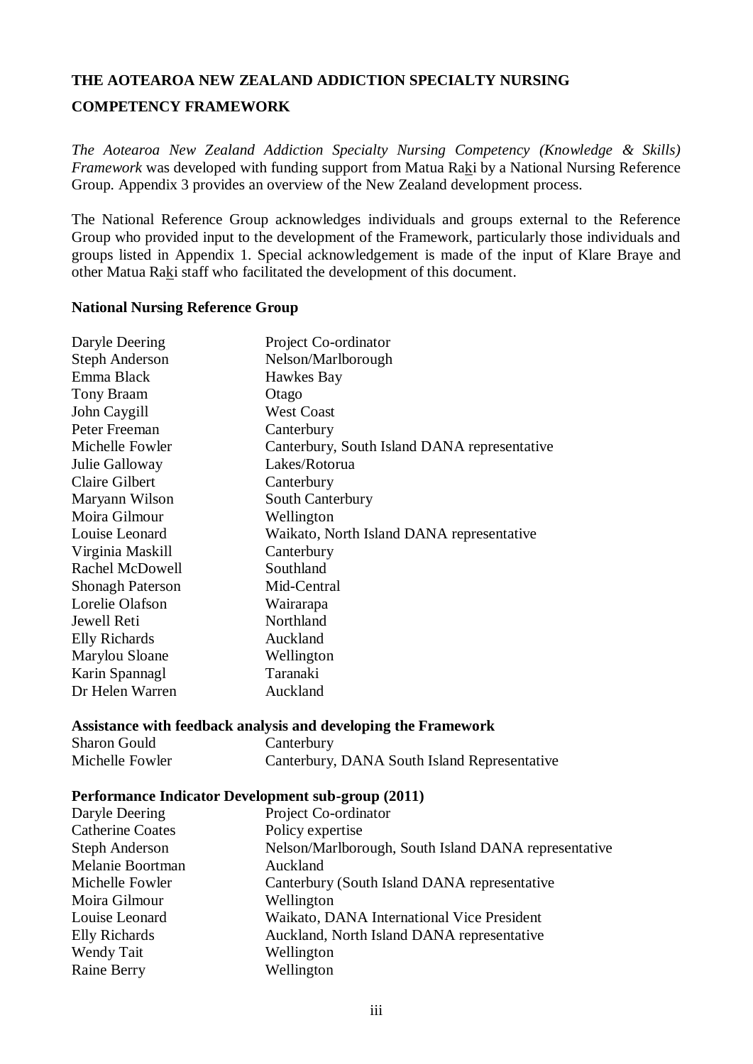# THE AOTEAROA NEW ZEALAND ADDICTION SPECIALTY NURSING COMPETENCY FRAMEWORK

*The Aotearoa New Zealand Addiction Specialty Nursing Competency (Knowledge & Skills) Framework* was developed with funding support from Matua Raki by a National Nursing Reference Group. Appendix 3 provides an overview of the New Zealand development process.

The National Reference Group acknowledges individuals and groups external to the Reference Group who provided input to the development of the Framework, particularly those individuals and groups listed in Appendix 1. Special acknowledgement is made of the input of Klare Braye and other Matua Raki staff who facilitated the development of this document.

**National Nursing Reference Group**

| | |
|---|---|
| Daryle Deering | Project Co-ordinator |
| Steph Anderson | Nelson/Marlborough |
| Emma Black | Hawkes Bay |
| Tony Braam | Otago |
| John Caygill | West Coast |
| Peter Freeman | Canterbury |
| Michelle Fowler | Canterbury, South Island DANA representative |
| Julie Galloway | Lakes/Rotorua |
| Claire Gilbert | Canterbury |
| Maryann Wilson | South Canterbury |
| Moira Gilmour | Wellington |
| Louise Leonard | Waikato, North Island DANA representative |
| Virginia Maskill | Canterbury |
| Rachel McDowell | Southland |
| Shonagh Paterson | Mid-Central |
| Lorelie Olafson | Wairarapa |
| Jewell Reti | Northland |
| Elly Richards | Auckland |
| Marylou Sloane | Wellington |
| Karin Spannagl | Taranaki |
| Dr Helen Warren | Auckland |

**Assistance with feedback analysis and developing the Framework**

| | |
|---|---|
| Sharon Gould | Canterbury |
| Michelle Fowler | Canterbury, DANA South Island Representative |

**Performance Indicator Development sub-group (2011)**

| | |
|---|---|
| Daryle Deering | Project Co-ordinator |
| Catherine Coates | Policy expertise |
| Steph Anderson | Nelson/Marlborough, South Island DANA representative |
| Melanie Boortman | Auckland |
| Michelle Fowler | Canterbury (South Island DANA representative |
| Moira Gilmour | Wellington |
| Louise Leonard | Waikato, DANA International Vice President |
| Elly Richards | Auckland, North Island DANA representative |
| Wendy Tait | Wellington |
| Raine Berry | Wellington |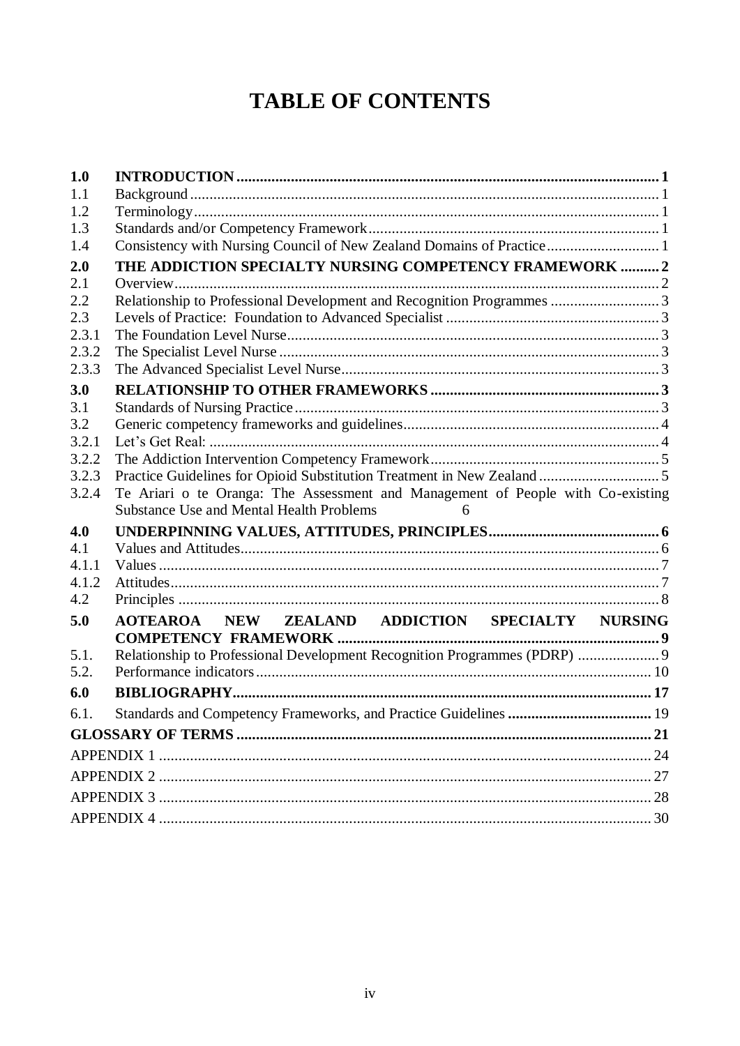# TABLE OF CONTENTS

| | | |
|---|---|---|
| **1.0** | **INTRODUCTION** | **1** |
| 1.1 | Background | 1 |
| 1.2 | Terminology | 1 |
| 1.3 | Standards and/or Competency Framework | 1 |
| 1.4 | Consistency with Nursing Council of New Zealand Domains of Practice | 1 |
| **2.0** | **THE ADDICTION SPECIALTY NURSING COMPETENCY FRAMEWORK** | **2** |
| 2.1 | Overview | 2 |
| 2.2 | Relationship to Professional Development and Recognition Programmes | 3 |
| 2.3 | Levels of Practice: Foundation to Advanced Specialist | 3 |
| 2.3.1 | The Foundation Level Nurse | 3 |
| 2.3.2 | The Specialist Level Nurse | 3 |
| 2.3.3 | The Advanced Specialist Level Nurse | 3 |
| **3.0** | **RELATIONSHIP TO OTHER FRAMEWORKS** | **3** |
| 3.1 | Standards of Nursing Practice | 3 |
| 3.2 | Generic competency frameworks and guidelines | 4 |
| 3.2.1 | Let's Get Real: | 4 |
| 3.2.2 | The Addiction Intervention Competency Framework | 5 |
| 3.2.3 | Practice Guidelines for Opioid Substitution Treatment in New Zealand | 5 |
| 3.2.4 | Te Ariari o te Oranga: The Assessment and Management of People with Co-existing Substance Use and Mental Health Problems | 6 |
| **4.0** | **UNDERPINNING VALUES, ATTITUDES, PRINCIPLES** | **6** |
| 4.1 | Values and Attitudes | 6 |
| 4.1.1 | Values | 7 |
| 4.1.2 | Attitudes | 7 |
| 4.2 | Principles | 8 |
| **5.0** | **AOTEAROA NEW ZEALAND ADDICTION SPECIALTY NURSING COMPETENCY FRAMEWORK** | **9** |
| 5.1. | Relationship to Professional Development Recognition Programmes (PDRP) | 9 |
| 5.2. | Performance indicators | 10 |
| **6.0** | **BIBLIOGRAPHY** | **17** |
| 6.1. | Standards and Competency Frameworks, and Practice Guidelines | **19** |
| | **GLOSSARY OF TERMS** | **21** |
| | APPENDIX 1 | 24 |
| | APPENDIX 2 | 27 |
| | APPENDIX 3 | 28 |
| | APPENDIX 4 | 30 |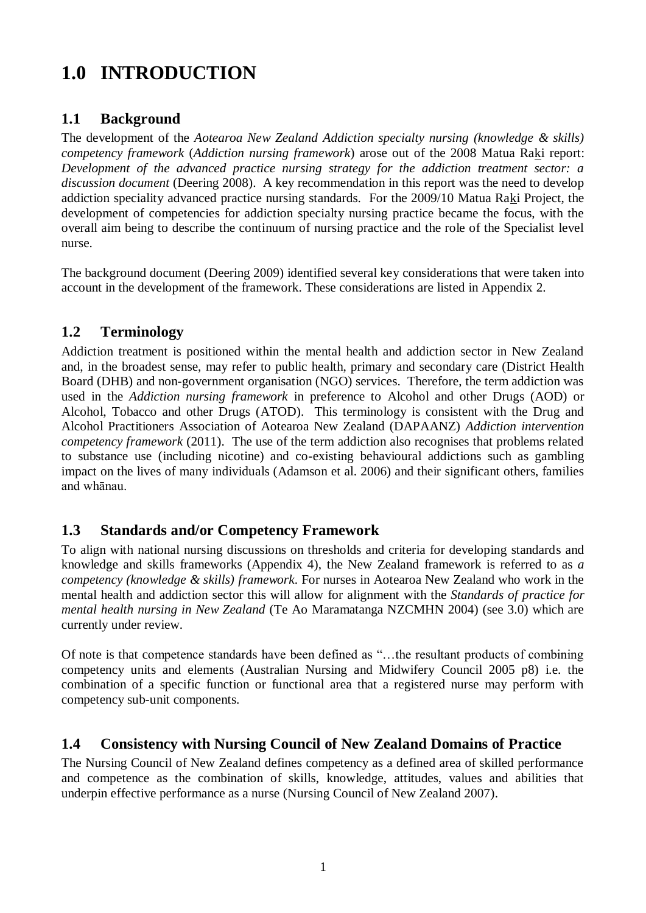# 1.0 INTRODUCTION

## 1.1 Background

The development of the *Aotearoa New Zealand Addiction specialty nursing (knowledge & skills) competency framework* (*Addiction nursing framework*) arose out of the 2008 Matua Raki report: *Development of the advanced practice nursing strategy for the addiction treatment sector: a discussion document* (Deering 2008). A key recommendation in this report was the need to develop addiction speciality advanced practice nursing standards. For the 2009/10 Matua Raki Project, the development of competencies for addiction specialty nursing practice became the focus, with the overall aim being to describe the continuum of nursing practice and the role of the Specialist level nurse.

The background document (Deering 2009) identified several key considerations that were taken into account in the development of the framework. These considerations are listed in Appendix 2.

## 1.2 Terminology

Addiction treatment is positioned within the mental health and addiction sector in New Zealand and, in the broadest sense, may refer to public health, primary and secondary care (District Health Board (DHB) and non-government organisation (NGO) services. Therefore, the term addiction was used in the *Addiction nursing framework* in preference to Alcohol and other Drugs (AOD) or Alcohol, Tobacco and other Drugs (ATOD). This terminology is consistent with the Drug and Alcohol Practitioners Association of Aotearoa New Zealand (DAPAANZ) *Addiction intervention competency framework* (2011). The use of the term addiction also recognises that problems related to substance use (including nicotine) and co-existing behavioural addictions such as gambling impact on the lives of many individuals (Adamson et al. 2006) and their significant others, families and whānau.

## 1.3 Standards and/or Competency Framework

To align with national nursing discussions on thresholds and criteria for developing standards and knowledge and skills frameworks (Appendix 4), the New Zealand framework is referred to as *a competency (knowledge & skills) framework*. For nurses in Aotearoa New Zealand who work in the mental health and addiction sector this will allow for alignment with the *Standards of practice for mental health nursing in New Zealand* (Te Ao Maramatanga NZCMHN 2004) (see 3.0) which are currently under review.

Of note is that competence standards have been defined as "…the resultant products of combining competency units and elements (Australian Nursing and Midwifery Council 2005 p8) i.e. the combination of a specific function or functional area that a registered nurse may perform with competency sub-unit components.

## 1.4 Consistency with Nursing Council of New Zealand Domains of Practice

The Nursing Council of New Zealand defines competency as a defined area of skilled performance and competence as the combination of skills, knowledge, attitudes, values and abilities that underpin effective performance as a nurse (Nursing Council of New Zealand 2007).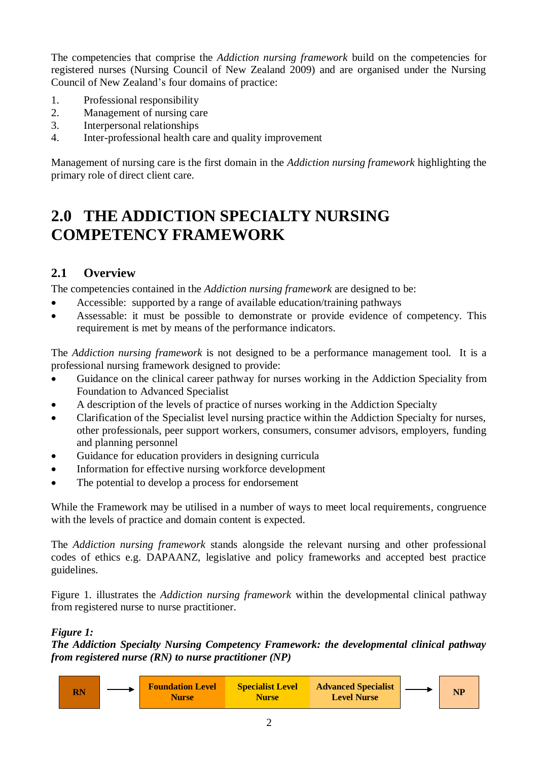The competencies that comprise the *Addiction nursing framework* build on the competencies for registered nurses (Nursing Council of New Zealand 2009) and are organised under the Nursing Council of New Zealand's four domains of practice:

1. Professional responsibility
2. Management of nursing care
3. Interpersonal relationships
4. Inter-professional health care and quality improvement

Management of nursing care is the first domain in the *Addiction nursing framework* highlighting the primary role of direct client care.

# 2.0 THE ADDICTION SPECIALTY NURSING COMPETENCY FRAMEWORK

## 2.1 Overview

The competencies contained in the *Addiction nursing framework* are designed to be:

- Accessible: supported by a range of available education/training pathways
- Assessable: it must be possible to demonstrate or provide evidence of competency. This requirement is met by means of the performance indicators.

The *Addiction nursing framework* is not designed to be a performance management tool. It is a professional nursing framework designed to provide:

- Guidance on the clinical career pathway for nurses working in the Addiction Speciality from Foundation to Advanced Specialist
- A description of the levels of practice of nurses working in the Addiction Specialty
- Clarification of the Specialist level nursing practice within the Addiction Specialty for nurses, other professionals, peer support workers, consumers, consumer advisors, employers, funding and planning personnel
- Guidance for education providers in designing curricula
- Information for effective nursing workforce development
- The potential to develop a process for endorsement

While the Framework may be utilised in a number of ways to meet local requirements, congruence with the levels of practice and domain content is expected.

The *Addiction nursing framework* stands alongside the relevant nursing and other professional codes of ethics e.g. DAPAANZ, legislative and policy frameworks and accepted best practice guidelines.

Figure 1. illustrates the *Addiction nursing framework* within the developmental clinical pathway from registered nurse to nurse practitioner.

***Figure 1:***
***The Addiction Specialty Nursing Competency Framework: the developmental clinical pathway from registered nurse (RN) to nurse practitioner (NP)***

**RN** → **Foundation Level Nurse** | **Specialist Level Nurse** | **Advanced Specialist Level Nurse** → **NP**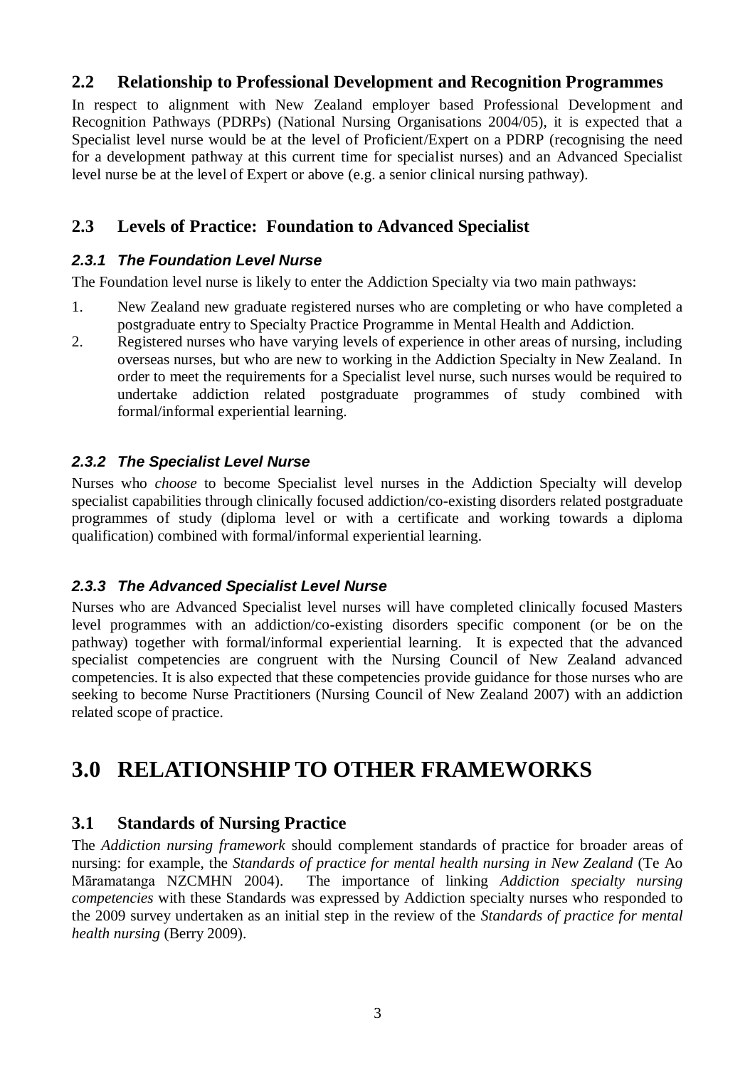## 2.2 Relationship to Professional Development and Recognition Programmes

In respect to alignment with New Zealand employer based Professional Development and Recognition Pathways (PDRPs) (National Nursing Organisations 2004/05), it is expected that a Specialist level nurse would be at the level of Proficient/Expert on a PDRP (recognising the need for a development pathway at this current time for specialist nurses) and an Advanced Specialist level nurse be at the level of Expert or above (e.g. a senior clinical nursing pathway).

## 2.3 Levels of Practice: Foundation to Advanced Specialist

### *2.3.1 The Foundation Level Nurse*

The Foundation level nurse is likely to enter the Addiction Specialty via two main pathways:

1. New Zealand new graduate registered nurses who are completing or who have completed a postgraduate entry to Specialty Practice Programme in Mental Health and Addiction.
2. Registered nurses who have varying levels of experience in other areas of nursing, including overseas nurses, but who are new to working in the Addiction Specialty in New Zealand. In order to meet the requirements for a Specialist level nurse, such nurses would be required to undertake addiction related postgraduate programmes of study combined with formal/informal experiential learning.

### *2.3.2 The Specialist Level Nurse*

Nurses who *choose* to become Specialist level nurses in the Addiction Specialty will develop specialist capabilities through clinically focused addiction/co-existing disorders related postgraduate programmes of study (diploma level or with a certificate and working towards a diploma qualification) combined with formal/informal experiential learning.

### *2.3.3 The Advanced Specialist Level Nurse*

Nurses who are Advanced Specialist level nurses will have completed clinically focused Masters level programmes with an addiction/co-existing disorders specific component (or be on the pathway) together with formal/informal experiential learning. It is expected that the advanced specialist competencies are congruent with the Nursing Council of New Zealand advanced competencies. It is also expected that these competencies provide guidance for those nurses who are seeking to become Nurse Practitioners (Nursing Council of New Zealand 2007) with an addiction related scope of practice.

# 3.0 RELATIONSHIP TO OTHER FRAMEWORKS

## 3.1 Standards of Nursing Practice

The *Addiction nursing framework* should complement standards of practice for broader areas of nursing: for example, the *Standards of practice for mental health nursing in New Zealand* (Te Ao Māramatanga NZCMHN 2004). The importance of linking *Addiction specialty nursing competencies* with these Standards was expressed by Addiction specialty nurses who responded to the 2009 survey undertaken as an initial step in the review of the *Standards of practice for mental health nursing* (Berry 2009).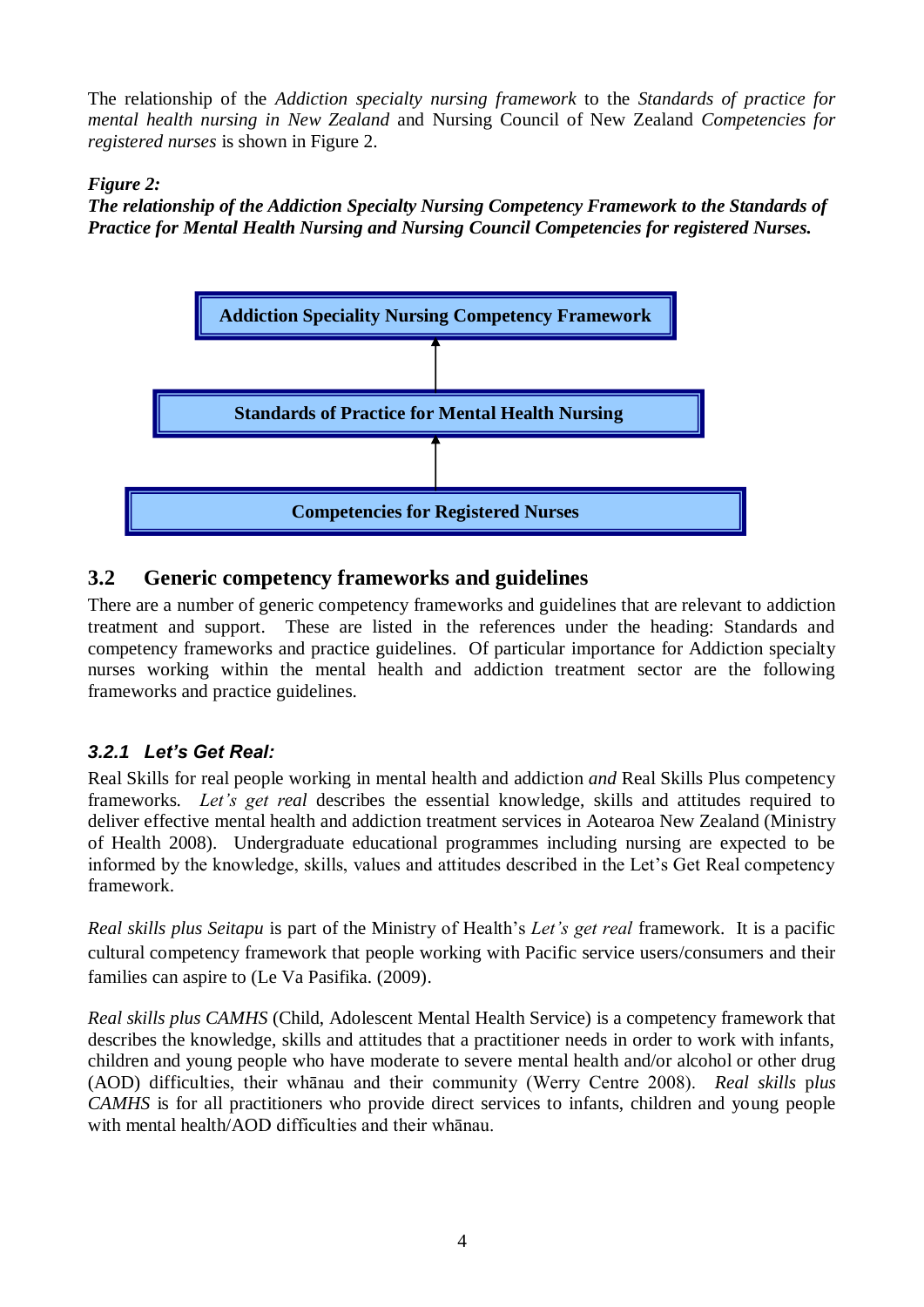The relationship of the *Addiction specialty nursing framework* to the *Standards of practice for mental health nursing in New Zealand* and Nursing Council of New Zealand *Competencies for registered nurses* is shown in Figure 2.

***Figure 2:***
***The relationship of the Addiction Specialty Nursing Competency Framework to the Standards of Practice for Mental Health Nursing and Nursing Council Competencies for registered Nurses.***

**Addiction Speciality Nursing Competency Framework**

↑

**Standards of Practice for Mental Health Nursing**

↑

**Competencies for Registered Nurses**

## 3.2 Generic competency frameworks and guidelines

There are a number of generic competency frameworks and guidelines that are relevant to addiction treatment and support. These are listed in the references under the heading: Standards and competency frameworks and practice guidelines. Of particular importance for Addiction specialty nurses working within the mental health and addiction treatment sector are the following frameworks and practice guidelines.

### *3.2.1 Let's Get Real:*

Real Skills for real people working in mental health and addiction *and* Real Skills Plus competency frameworks. *Let's get real* describes the essential knowledge, skills and attitudes required to deliver effective mental health and addiction treatment services in Aotearoa New Zealand (Ministry of Health 2008). Undergraduate educational programmes including nursing are expected to be informed by the knowledge, skills, values and attitudes described in the Let's Get Real competency framework.

*Real skills plus Seitapu* is part of the Ministry of Health's *Let's get real* framework. It is a pacific cultural competency framework that people working with Pacific service users/consumers and their families can aspire to (Le Va Pasifika. (2009).

*Real skills plus CAMHS* (Child, Adolescent Mental Health Service) is a competency framework that describes the knowledge, skills and attitudes that a practitioner needs in order to work with infants, children and young people who have moderate to severe mental health and/or alcohol or other drug (AOD) difficulties, their whānau and their community (Werry Centre 2008). *Real skills plus CAMHS* is for all practitioners who provide direct services to infants, children and young people with mental health/AOD difficulties and their whānau.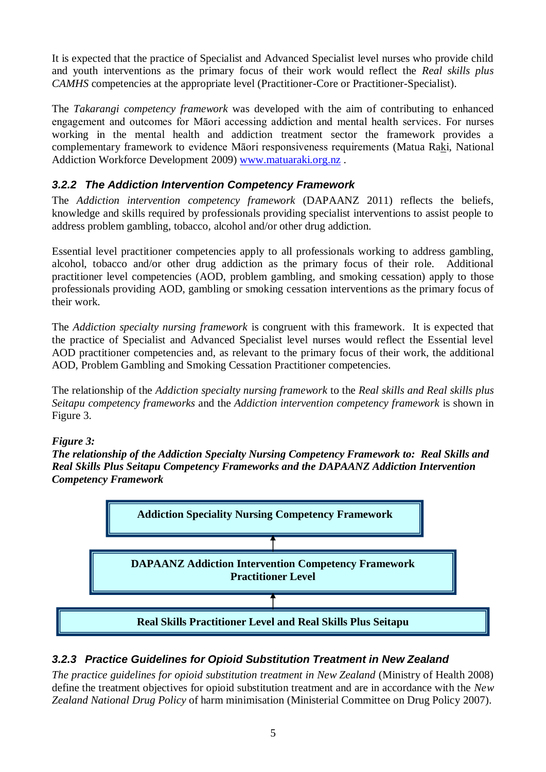It is expected that the practice of Specialist and Advanced Specialist level nurses who provide child and youth interventions as the primary focus of their work would reflect the *Real skills plus CAMHS* competencies at the appropriate level (Practitioner-Core or Practitioner-Specialist).

The *Takarangi competency framework* was developed with the aim of contributing to enhanced engagement and outcomes for Māori accessing addiction and mental health services. For nurses working in the mental health and addiction treatment sector the framework provides a complementary framework to evidence Māori responsiveness requirements (Matua Raki, National Addiction Workforce Development 2009) www.matuaraki.org.nz .

### 3.2.2 The Addiction Intervention Competency Framework

The *Addiction intervention competency framework* (DAPAANZ 2011) reflects the beliefs, knowledge and skills required by professionals providing specialist interventions to assist people to address problem gambling, tobacco, alcohol and/or other drug addiction.

Essential level practitioner competencies apply to all professionals working to address gambling, alcohol, tobacco and/or other drug addiction as the primary focus of their role. Additional practitioner level competencies (AOD, problem gambling, and smoking cessation) apply to those professionals providing AOD, gambling or smoking cessation interventions as the primary focus of their work.

The *Addiction specialty nursing framework* is congruent with this framework. It is expected that the practice of Specialist and Advanced Specialist level nurses would reflect the Essential level AOD practitioner competencies and, as relevant to the primary focus of their work, the additional AOD, Problem Gambling and Smoking Cessation Practitioner competencies.

The relationship of the *Addiction specialty nursing framework* to the *Real skills and Real skills plus Seitapu competency frameworks* and the *Addiction intervention competency framework* is shown in Figure 3.

***Figure 3:***
***The relationship of the Addiction Specialty Nursing Competency Framework to: Real Skills and Real Skills Plus Seitapu Competency Frameworks and the DAPAANZ Addiction Intervention Competency Framework***

**Addiction Speciality Nursing Competency Framework**

↑

**DAPAANZ Addiction Intervention Competency Framework Practitioner Level**

↑

**Real Skills Practitioner Level and Real Skills Plus Seitapu**

### 3.2.3 Practice Guidelines for Opioid Substitution Treatment in New Zealand

*The practice guidelines for opioid substitution treatment in New Zealand* (Ministry of Health 2008) define the treatment objectives for opioid substitution treatment and are in accordance with the *New Zealand National Drug Policy* of harm minimisation (Ministerial Committee on Drug Policy 2007).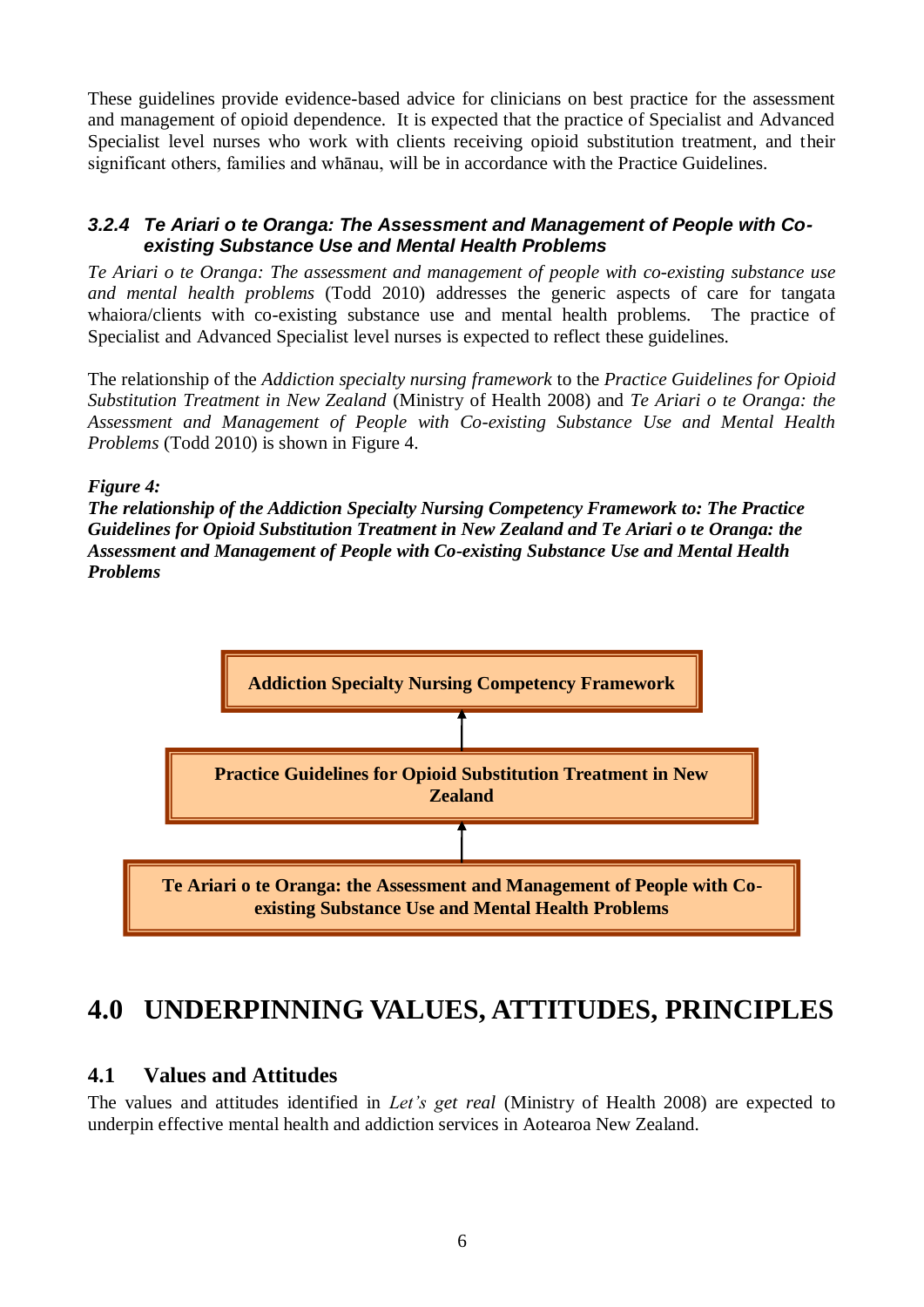These guidelines provide evidence-based advice for clinicians on best practice for the assessment and management of opioid dependence. It is expected that the practice of Specialist and Advanced Specialist level nurses who work with clients receiving opioid substitution treatment, and their significant others, families and whānau, will be in accordance with the Practice Guidelines.

#### *3.2.4 Te Ariari o te Oranga: The Assessment and Management of People with Co-existing Substance Use and Mental Health Problems*

*Te Ariari o te Oranga: The assessment and management of people with co-existing substance use and mental health problems* (Todd 2010) addresses the generic aspects of care for tangata whaiora/clients with co-existing substance use and mental health problems. The practice of Specialist and Advanced Specialist level nurses is expected to reflect these guidelines.

The relationship of the *Addiction specialty nursing framework* to the *Practice Guidelines for Opioid Substitution Treatment in New Zealand* (Ministry of Health 2008) and *Te Ariari o te Oranga: the Assessment and Management of People with Co-existing Substance Use and Mental Health Problems* (Todd 2010) is shown in Figure 4.

***Figure 4:***
***The relationship of the Addiction Specialty Nursing Competency Framework to: The Practice Guidelines for Opioid Substitution Treatment in New Zealand and Te Ariari o te Oranga: the Assessment and Management of People with Co-existing Substance Use and Mental Health Problems***

**Addiction Specialty Nursing Competency Framework**

↑

**Practice Guidelines for Opioid Substitution Treatment in New Zealand**

↑

**Te Ariari o te Oranga: the Assessment and Management of People with Co-existing Substance Use and Mental Health Problems**

# 4.0 UNDERPINNING VALUES, ATTITUDES, PRINCIPLES

## 4.1 Values and Attitudes

The values and attitudes identified in *Let's get real* (Ministry of Health 2008) are expected to underpin effective mental health and addiction services in Aotearoa New Zealand.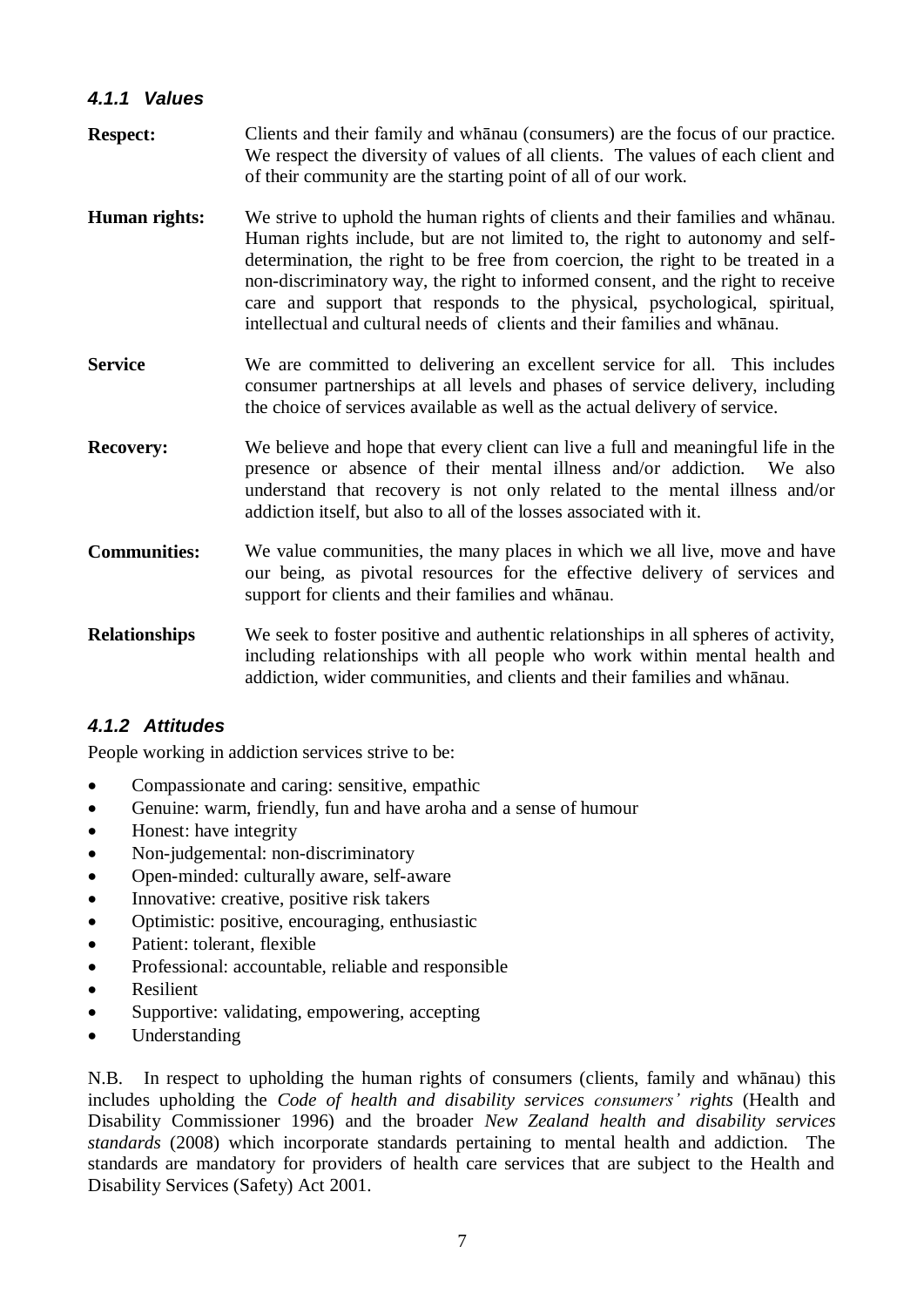#### *4.1.1 Values*

**Respect:** Clients and their family and whānau (consumers) are the focus of our practice. We respect the diversity of values of all clients. The values of each client and of their community are the starting point of all of our work.

**Human rights:** We strive to uphold the human rights of clients and their families and whānau. Human rights include, but are not limited to, the right to autonomy and self-determination, the right to be free from coercion, the right to be treated in a non-discriminatory way, the right to informed consent, and the right to receive care and support that responds to the physical, psychological, spiritual, intellectual and cultural needs of clients and their families and whānau.

**Service** We are committed to delivering an excellent service for all. This includes consumer partnerships at all levels and phases of service delivery, including the choice of services available as well as the actual delivery of service.

**Recovery:** We believe and hope that every client can live a full and meaningful life in the presence or absence of their mental illness and/or addiction. We also understand that recovery is not only related to the mental illness and/or addiction itself, but also to all of the losses associated with it.

**Communities:** We value communities, the many places in which we all live, move and have our being, as pivotal resources for the effective delivery of services and support for clients and their families and whānau.

**Relationships** We seek to foster positive and authentic relationships in all spheres of activity, including relationships with all people who work within mental health and addiction, wider communities, and clients and their families and whānau.

#### *4.1.2 Attitudes*

People working in addiction services strive to be:

- Compassionate and caring: sensitive, empathic
- Genuine: warm, friendly, fun and have aroha and a sense of humour
- Honest: have integrity
- Non-judgemental: non-discriminatory
- Open-minded: culturally aware, self-aware
- Innovative: creative, positive risk takers
- Optimistic: positive, encouraging, enthusiastic
- Patient: tolerant, flexible
- Professional: accountable, reliable and responsible
- Resilient
- Supportive: validating, empowering, accepting
- Understanding

N.B. In respect to upholding the human rights of consumers (clients, family and whānau) this includes upholding the *Code of health and disability services consumers' rights* (Health and Disability Commissioner 1996) and the broader *New Zealand health and disability services standards* (2008) which incorporate standards pertaining to mental health and addiction. The standards are mandatory for providers of health care services that are subject to the Health and Disability Services (Safety) Act 2001.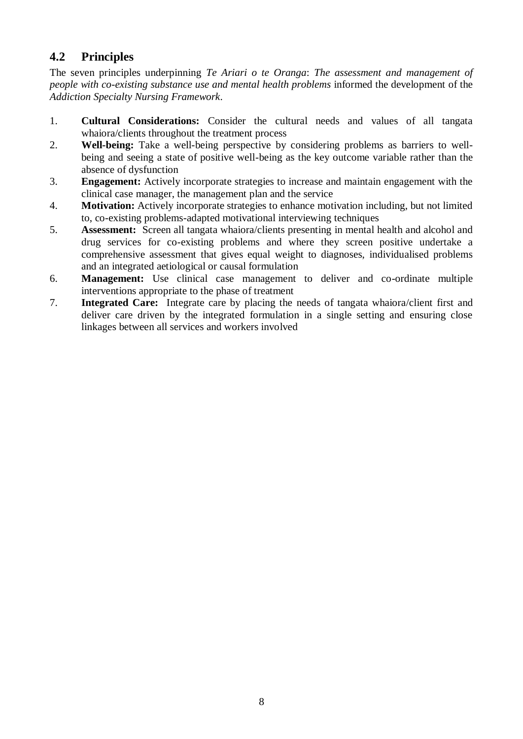## 4.2 Principles

The seven principles underpinning *Te Ariari o te Oranga*: *The assessment and management of people with co-existing substance use and mental health problems* informed the development of the *Addiction Specialty Nursing Framework*.

1. **Cultural Considerations:** Consider the cultural needs and values of all tangata whaiora/clients throughout the treatment process
2. **Well-being:** Take a well-being perspective by considering problems as barriers to well-being and seeing a state of positive well-being as the key outcome variable rather than the absence of dysfunction
3. **Engagement:** Actively incorporate strategies to increase and maintain engagement with the clinical case manager, the management plan and the service
4. **Motivation:** Actively incorporate strategies to enhance motivation including, but not limited to, co-existing problems-adapted motivational interviewing techniques
5. **Assessment:** Screen all tangata whaiora/clients presenting in mental health and alcohol and drug services for co-existing problems and where they screen positive undertake a comprehensive assessment that gives equal weight to diagnoses, individualised problems and an integrated aetiological or causal formulation
6. **Management:** Use clinical case management to deliver and co-ordinate multiple interventions appropriate to the phase of treatment
7. **Integrated Care:** Integrate care by placing the needs of tangata whaiora/client first and deliver care driven by the integrated formulation in a single setting and ensuring close linkages between all services and workers involved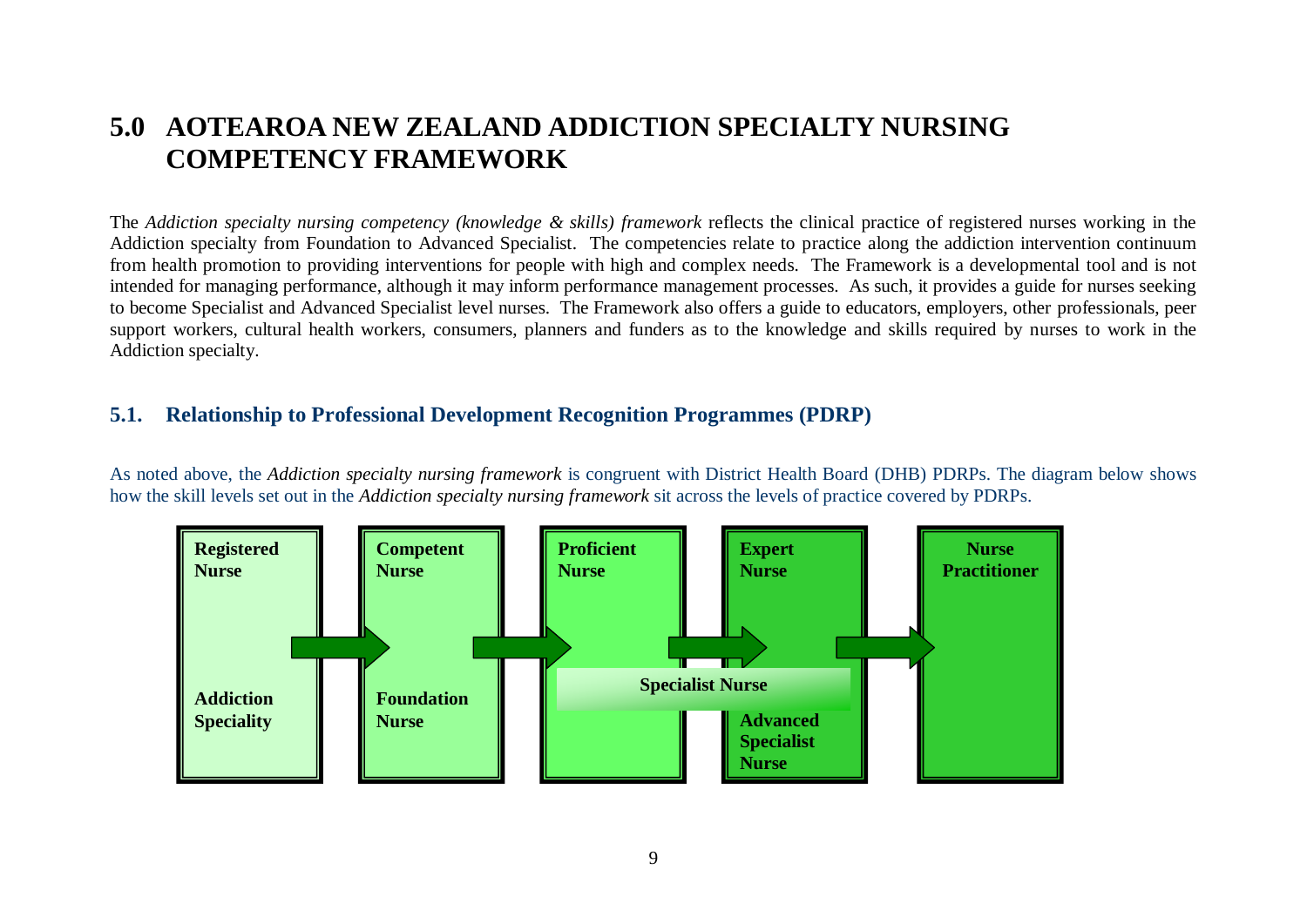# 5.0 AOTEAROA NEW ZEALAND ADDICTION SPECIALTY NURSING COMPETENCY FRAMEWORK

The *Addiction specialty nursing competency (knowledge & skills) framework* reflects the clinical practice of registered nurses working in the Addiction specialty from Foundation to Advanced Specialist. The competencies relate to practice along the addiction intervention continuum from health promotion to providing interventions for people with high and complex needs. The Framework is a developmental tool and is not intended for managing performance, although it may inform performance management processes. As such, it provides a guide for nurses seeking to become Specialist and Advanced Specialist level nurses. The Framework also offers a guide to educators, employers, other professionals, peer support workers, cultural health workers, consumers, planners and funders as to the knowledge and skills required by nurses to work in the Addiction specialty.

## 5.1. Relationship to Professional Development Recognition Programmes (PDRP)

As noted above, the *Addiction specialty nursing framework* is congruent with District Health Board (DHB) PDRPs. The diagram below shows how the skill levels set out in the *Addiction specialty nursing framework* sit across the levels of practice covered by PDRPs.

| Registered Nurse | → | Competent Nurse | → | Proficient Nurse | → | Expert Nurse | → | Nurse Practitioner |
|---|---|---|---|---|---|---|---|---|
| Addiction Speciality | | Foundation Nurse | | Specialist Nurse | | Specialist Nurse / Advanced Specialist Nurse | | |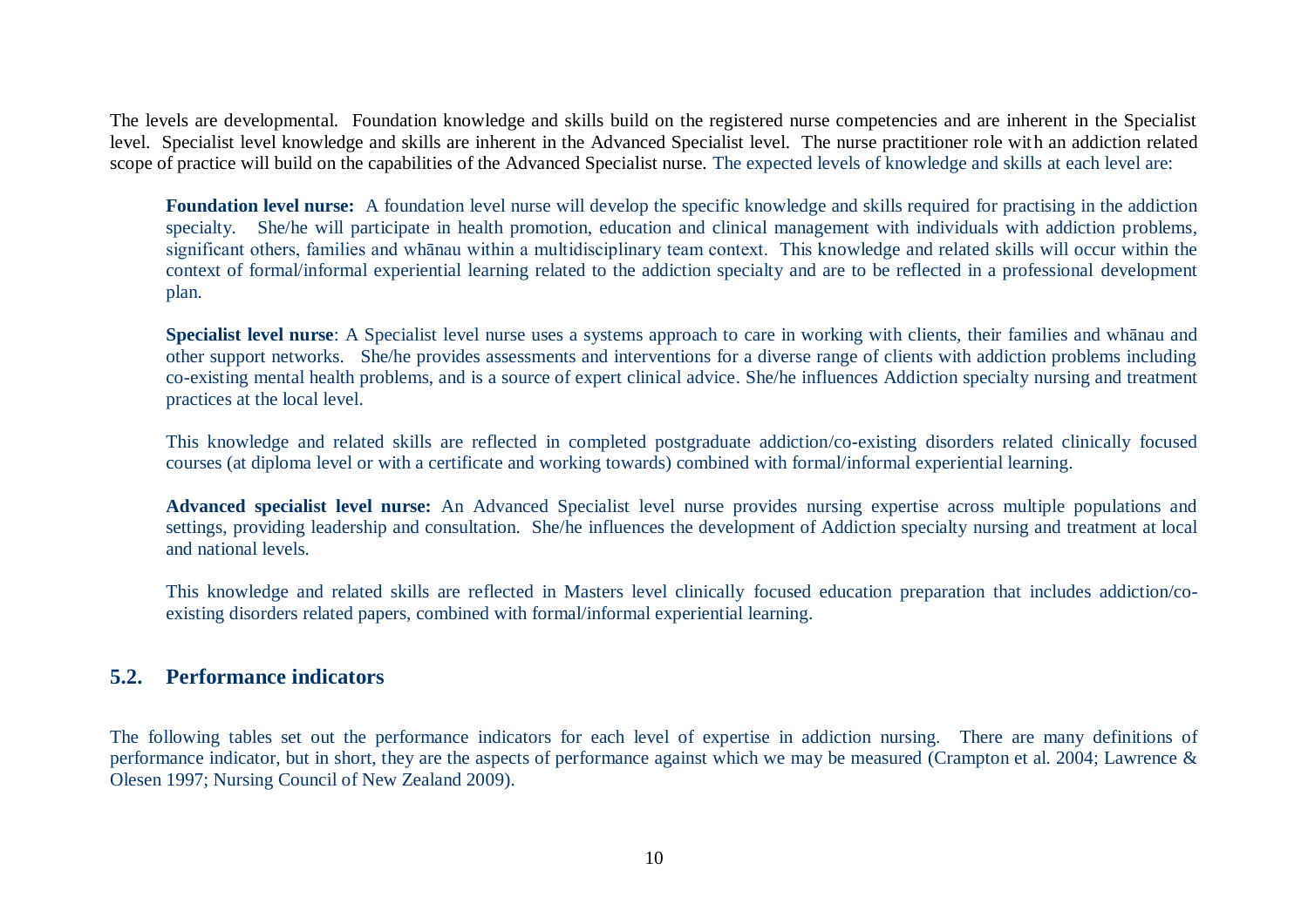The levels are developmental. Foundation knowledge and skills build on the registered nurse competencies and are inherent in the Specialist level. Specialist level knowledge and skills are inherent in the Advanced Specialist level. The nurse practitioner role with an addiction related scope of practice will build on the capabilities of the Advanced Specialist nurse. The expected levels of knowledge and skills at each level are:

> **Foundation level nurse:** A foundation level nurse will develop the specific knowledge and skills required for practising in the addiction specialty. She/he will participate in health promotion, education and clinical management with individuals with addiction problems, significant others, families and whānau within a multidisciplinary team context. This knowledge and related skills will occur within the context of formal/informal experiential learning related to the addiction specialty and are to be reflected in a professional development plan.
>
> **Specialist level nurse**: A Specialist level nurse uses a systems approach to care in working with clients, their families and whānau and other support networks. She/he provides assessments and interventions for a diverse range of clients with addiction problems including co-existing mental health problems, and is a source of expert clinical advice. She/he influences Addiction specialty nursing and treatment practices at the local level.
>
> This knowledge and related skills are reflected in completed postgraduate addiction/co-existing disorders related clinically focused courses (at diploma level or with a certificate and working towards) combined with formal/informal experiential learning.
>
> **Advanced specialist level nurse:** An Advanced Specialist level nurse provides nursing expertise across multiple populations and settings, providing leadership and consultation. She/he influences the development of Addiction specialty nursing and treatment at local and national levels.
>
> This knowledge and related skills are reflected in Masters level clinically focused education preparation that includes addiction/co-existing disorders related papers, combined with formal/informal experiential learning.

## 5.2. Performance indicators

The following tables set out the performance indicators for each level of expertise in addiction nursing. There are many definitions of performance indicator, but in short, they are the aspects of performance against which we may be measured (Crampton et al. 2004; Lawrence & Olesen 1997; Nursing Council of New Zealand 2009).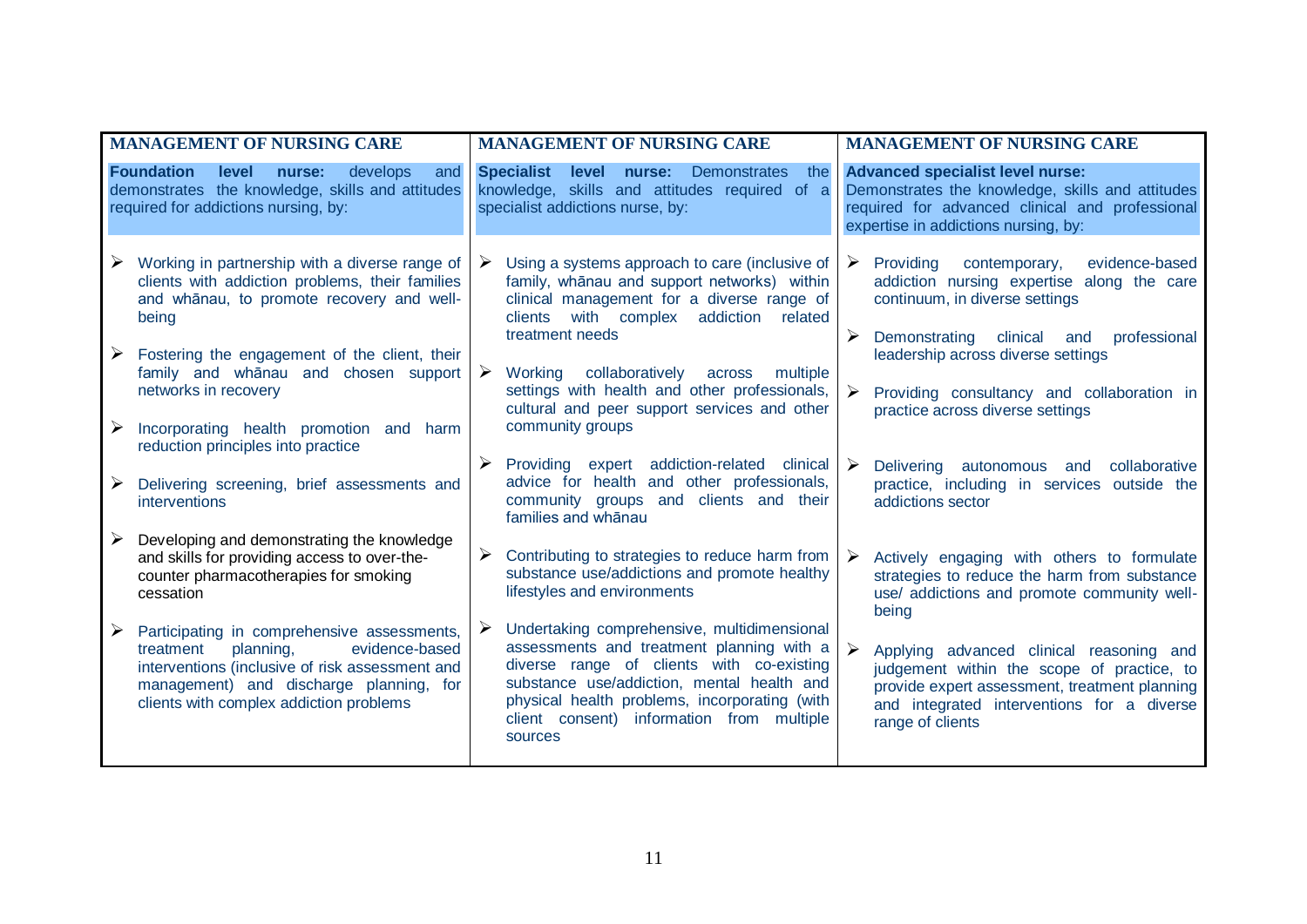| MANAGEMENT OF NURSING CARE | MANAGEMENT OF NURSING CARE | MANAGEMENT OF NURSING CARE |
|---|---|---|
| **Foundation level nurse:** develops and demonstrates the knowledge, skills and attitudes required for addictions nursing, by: | **Specialist level nurse:** Demonstrates the knowledge, skills and attitudes required of a specialist addictions nurse, by: | **Advanced specialist level nurse:** Demonstrates the knowledge, skills and attitudes required for advanced clinical and professional expertise in addictions nursing, by: |
| ➢ Working in partnership with a diverse range of clients with addiction problems, their families and whānau, to promote recovery and well-being<br><br>➢ Fostering the engagement of the client, their family and whānau and chosen support networks in recovery<br><br>➢ Incorporating health promotion and harm reduction principles into practice<br><br>➢ Delivering screening, brief assessments and interventions<br><br>➢ Developing and demonstrating the knowledge and skills for providing access to over-the-counter pharmacotherapies for smoking cessation<br><br>➢ Participating in comprehensive assessments, treatment planning, evidence-based interventions (inclusive of risk assessment and management) and discharge planning, for clients with complex addiction problems | ➢ Using a systems approach to care (inclusive of family, whānau and support networks) within clinical management for a diverse range of clients with complex addiction related treatment needs<br><br>➢ Working collaboratively across multiple settings with health and other professionals, cultural and peer support services and other community groups<br><br>➢ Providing expert addiction-related clinical advice for health and other professionals, community groups and clients and their families and whānau<br><br>➢ Contributing to strategies to reduce harm from substance use/addictions and promote healthy lifestyles and environments<br><br>➢ Undertaking comprehensive, multidimensional assessments and treatment planning with a diverse range of clients with co-existing substance use/addiction, mental health and physical health problems, incorporating (with client consent) information from multiple sources | ➢ Providing contemporary, evidence-based addiction nursing expertise along the care continuum, in diverse settings<br><br>➢ Demonstrating clinical and professional leadership across diverse settings<br><br>➢ Providing consultancy and collaboration in practice across diverse settings<br><br>➢ Delivering autonomous and collaborative practice, including in services outside the addictions sector<br><br>➢ Actively engaging with others to formulate strategies to reduce the harm from substance use/ addictions and promote community well-being<br><br>➢ Applying advanced clinical reasoning and judgement within the scope of practice, to provide expert assessment, treatment planning and integrated interventions for a diverse range of clients |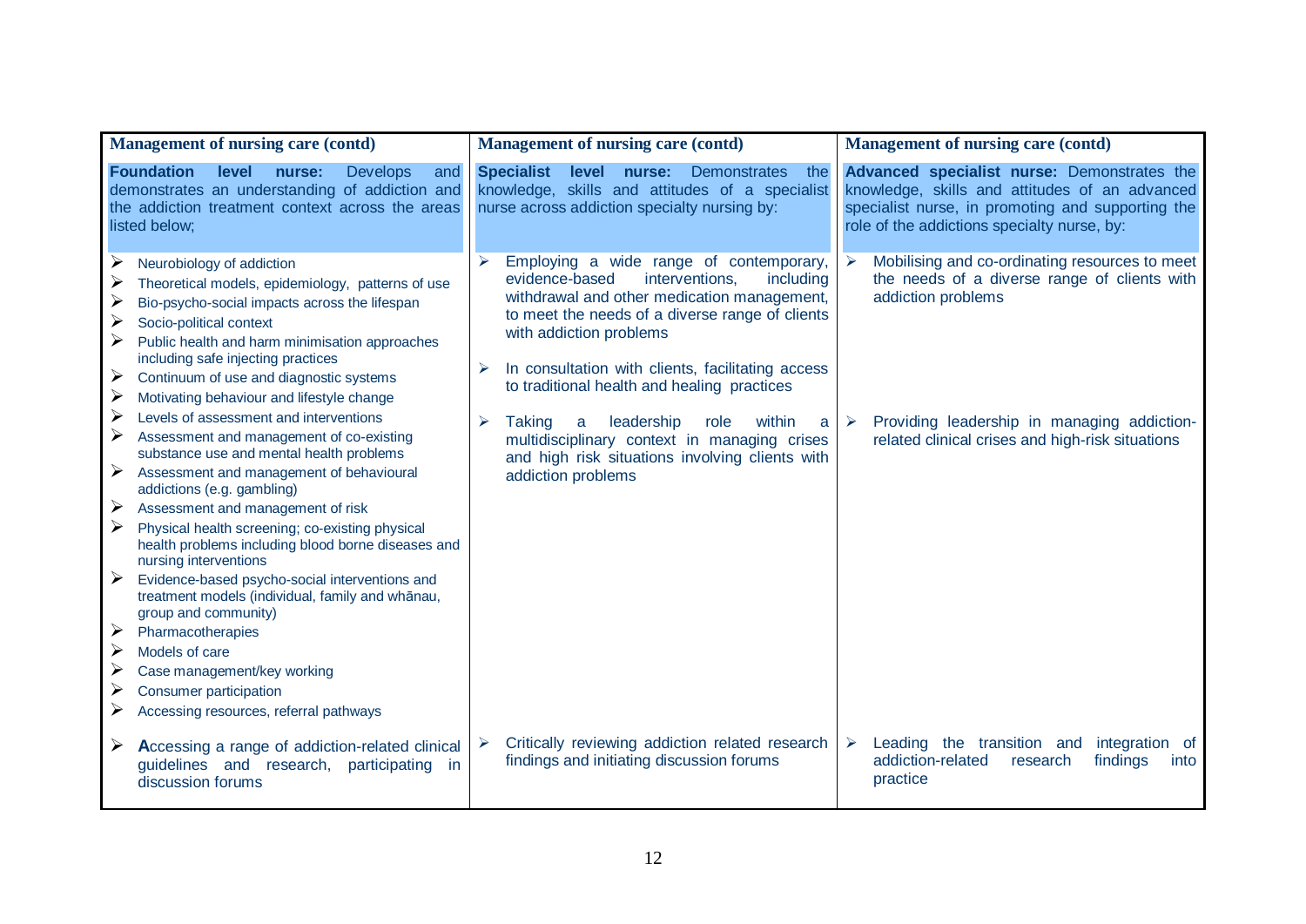| Management of nursing care (contd) | Management of nursing care (contd) | Management of nursing care (contd) |
|---|---|---|
| **Foundation level nurse:** Develops and demonstrates an understanding of addiction and the addiction treatment context across the areas listed below; | **Specialist level nurse:** Demonstrates the knowledge, skills and attitudes of a specialist nurse across addiction specialty nursing by: | **Advanced specialist nurse:** Demonstrates the knowledge, skills and attitudes of an advanced specialist nurse, in promoting and supporting the role of the addictions specialty nurse, by: |
| ➢ Neurobiology of addiction<br>➢ Theoretical models, epidemiology, patterns of use<br>➢ Bio-psycho-social impacts across the lifespan<br>➢ Socio-political context<br>➢ Public health and harm minimisation approaches including safe injecting practices<br>➢ Continuum of use and diagnostic systems<br>➢ Motivating behaviour and lifestyle change<br>➢ Levels of assessment and interventions<br>➢ Assessment and management of co-existing substance use and mental health problems<br>➢ Assessment and management of behavioural addictions (e.g. gambling)<br>➢ Assessment and management of risk<br>➢ Physical health screening; co-existing physical health problems including blood borne diseases and nursing interventions<br>➢ Evidence-based psycho-social interventions and treatment models (individual, family and whānau, group and community)<br>➢ Pharmacotherapies<br>➢ Models of care<br>➢ Case management/key working<br>➢ Consumer participation<br>➢ Accessing resources, referral pathways | ➢ Employing a wide range of contemporary, evidence-based interventions, including withdrawal and other medication management, to meet the needs of a diverse range of clients with addiction problems<br><br>➢ In consultation with clients, facilitating access to traditional health and healing practices<br><br>➢ Taking a leadership role within a multidisciplinary context in managing crises and high risk situations involving clients with addiction problems | ➢ Mobilising and co-ordinating resources to meet the needs of a diverse range of clients with addiction problems<br><br>➢ Providing leadership in managing addiction-related clinical crises and high-risk situations |
| ➢ Accessing a range of addiction-related clinical guidelines and research, participating in discussion forums | ➢ Critically reviewing addiction related research findings and initiating discussion forums | ➢ Leading the transition and integration of addiction-related research findings into practice |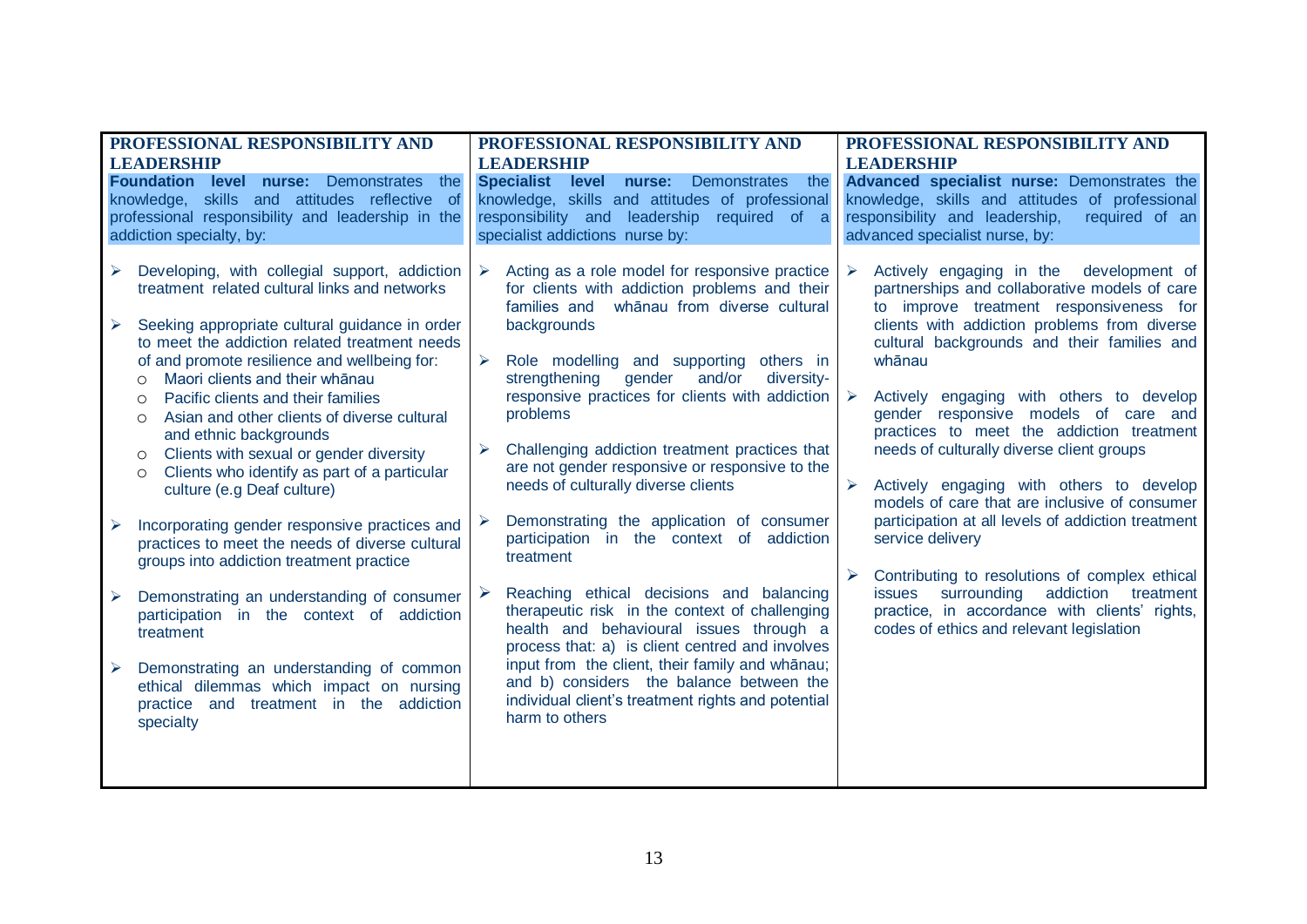| PROFESSIONAL RESPONSIBILITY AND LEADERSHIP | PROFESSIONAL RESPONSIBILITY AND LEADERSHIP | PROFESSIONAL RESPONSIBILITY AND LEADERSHIP |
|---|---|---|
| **Foundation level nurse:** Demonstrates the knowledge, skills and attitudes reflective of professional responsibility and leadership in the addiction specialty, by: | **Specialist level nurse:** Demonstrates the knowledge, skills and attitudes of professional responsibility and leadership required of a specialist addictions nurse by: | **Advanced specialist nurse:** Demonstrates the knowledge, skills and attitudes of professional responsibility and leadership, required of an advanced specialist nurse, by: |
| ➢ Developing, with collegial support, addiction treatment related cultural links and networks<br><br>➢ Seeking appropriate cultural guidance in order to meet the addiction related treatment needs of and promote resilience and wellbeing for:<br>○ Maori clients and their whānau<br>○ Pacific clients and their families<br>○ Asian and other clients of diverse cultural and ethnic backgrounds<br>○ Clients with sexual or gender diversity<br>○ Clients who identify as part of a particular culture (e.g Deaf culture)<br><br>➢ Incorporating gender responsive practices and practices to meet the needs of diverse cultural groups into addiction treatment practice<br><br>➢ Demonstrating an understanding of consumer participation in the context of addiction treatment<br><br>➢ Demonstrating an understanding of common ethical dilemmas which impact on nursing practice and treatment in the addiction specialty | ➢ Acting as a role model for responsive practice for clients with addiction problems and their families and whānau from diverse cultural backgrounds<br><br>➢ Role modelling and supporting others in strengthening gender and/or diversity-responsive practices for clients with addiction problems<br><br>➢ Challenging addiction treatment practices that are not gender responsive or responsive to the needs of culturally diverse clients<br><br>➢ Demonstrating the application of consumer participation in the context of addiction treatment<br><br>➢ Reaching ethical decisions and balancing therapeutic risk in the context of challenging health and behavioural issues through a process that: a) is client centred and involves input from the client, their family and whānau; and b) considers the balance between the individual client's treatment rights and potential harm to others | ➢ Actively engaging in the development of partnerships and collaborative models of care to improve treatment responsiveness for clients with addiction problems from diverse cultural backgrounds and their families and whānau<br><br>➢ Actively engaging with others to develop gender responsive models of care and practices to meet the addiction treatment needs of culturally diverse client groups<br><br>➢ Actively engaging with others to develop models of care that are inclusive of consumer participation at all levels of addiction treatment service delivery<br><br>➢ Contributing to resolutions of complex ethical issues surrounding addiction treatment practice, in accordance with clients' rights, codes of ethics and relevant legislation |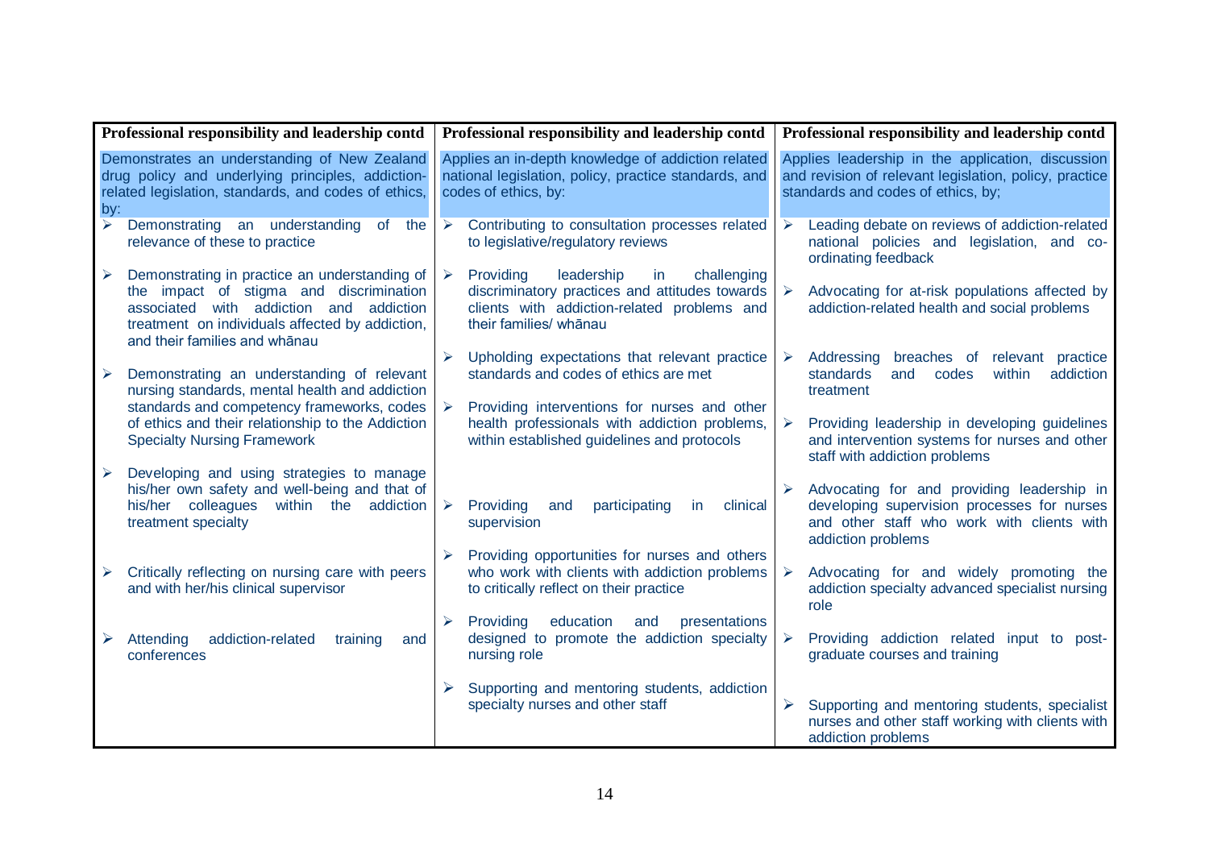| Professional responsibility and leadership contd | Professional responsibility and leadership contd | Professional responsibility and leadership contd |
|---|---|---|
| Demonstrates an understanding of New Zealand drug policy and underlying principles, addiction-related legislation, standards, and codes of ethics, by: | Applies an in-depth knowledge of addiction related national legislation, policy, practice standards, and codes of ethics, by: | Applies leadership in the application, discussion and revision of relevant legislation, policy, practice standards and codes of ethics, by; |
| ➢ Demonstrating an understanding of the relevance of these to practice<br><br>➢ Demonstrating in practice an understanding of the impact of stigma and discrimination associated with addiction and addiction treatment on individuals affected by addiction, and their families and whānau<br><br>➢ Demonstrating an understanding of relevant nursing standards, mental health and addiction standards and competency frameworks, codes of ethics and their relationship to the Addiction Specialty Nursing Framework<br><br>➢ Developing and using strategies to manage his/her own safety and well-being and that of his/her colleagues within the addiction treatment specialty<br><br>➢ Critically reflecting on nursing care with peers and with her/his clinical supervisor<br><br>➢ Attending addiction-related training and conferences | ➢ Contributing to consultation processes related to legislative/regulatory reviews<br><br>➢ Providing leadership in challenging discriminatory practices and attitudes towards clients with addiction-related problems and their families/ whānau<br><br>➢ Upholding expectations that relevant practice standards and codes of ethics are met<br><br>➢ Providing interventions for nurses and other health professionals with addiction problems, within established guidelines and protocols<br><br>➢ Providing and participating in clinical supervision<br><br>➢ Providing opportunities for nurses and others who work with clients with addiction problems to critically reflect on their practice<br><br>➢ Providing education and presentations designed to promote the addiction specialty nursing role<br><br>➢ Supporting and mentoring students, addiction specialty nurses and other staff | ➢ Leading debate on reviews of addiction-related national policies and legislation, and co-ordinating feedback<br><br>➢ Advocating for at-risk populations affected by addiction-related health and social problems<br><br>➢ Addressing breaches of relevant practice standards and codes within addiction treatment<br><br>➢ Providing leadership in developing guidelines and intervention systems for nurses and other staff with addiction problems<br><br>➢ Advocating for and providing leadership in developing supervision processes for nurses and other staff who work with clients with addiction problems<br><br>➢ Advocating for and widely promoting the addiction specialty advanced specialist nursing role<br><br>➢ Providing addiction related input to post-graduate courses and training<br><br>➢ Supporting and mentoring students, specialist nurses and other staff working with clients with addiction problems |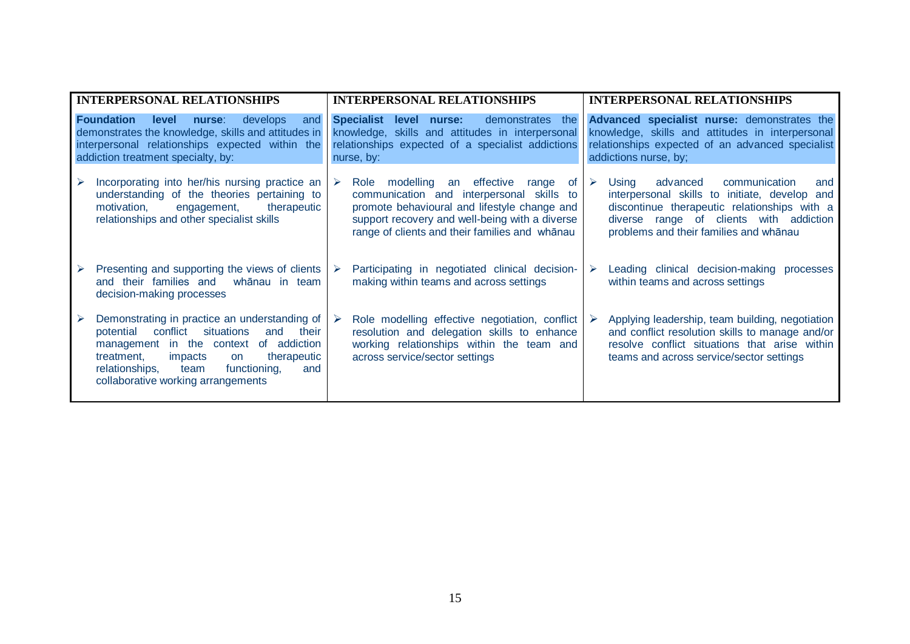| INTERPERSONAL RELATIONSHIPS | INTERPERSONAL RELATIONSHIPS | INTERPERSONAL RELATIONSHIPS |
|---|---|---|
| **Foundation level nurse**: develops and demonstrates the knowledge, skills and attitudes in interpersonal relationships expected within the addiction treatment specialty, by: | **Specialist level nurse:** demonstrates the knowledge, skills and attitudes in interpersonal relationships expected of a specialist addictions nurse, by: | **Advanced specialist nurse:** demonstrates the knowledge, skills and attitudes in interpersonal relationships expected of an advanced specialist addictions nurse, by; |
| ➢ Incorporating into her/his nursing practice an understanding of the theories pertaining to motivation, engagement, therapeutic relationships and other specialist skills | ➢ Role modelling an effective range of communication and interpersonal skills to promote behavioural and lifestyle change and support recovery and well-being with a diverse range of clients and their families and whānau | ➢ Using advanced communication and interpersonal skills to initiate, develop and discontinue therapeutic relationships with a diverse range of clients with addiction problems and their families and whānau |
| ➢ Presenting and supporting the views of clients and their families and whānau in team decision-making processes | ➢ Participating in negotiated clinical decision-making within teams and across settings | ➢ Leading clinical decision-making processes within teams and across settings |
| ➢ Demonstrating in practice an understanding of potential conflict situations and their management in the context of addiction treatment, impacts on therapeutic relationships, team functioning, and collaborative working arrangements | ➢ Role modelling effective negotiation, conflict resolution and delegation skills to enhance working relationships within the team and across service/sector settings | ➢ Applying leadership, team building, negotiation and conflict resolution skills to manage and/or resolve conflict situations that arise within teams and across service/sector settings |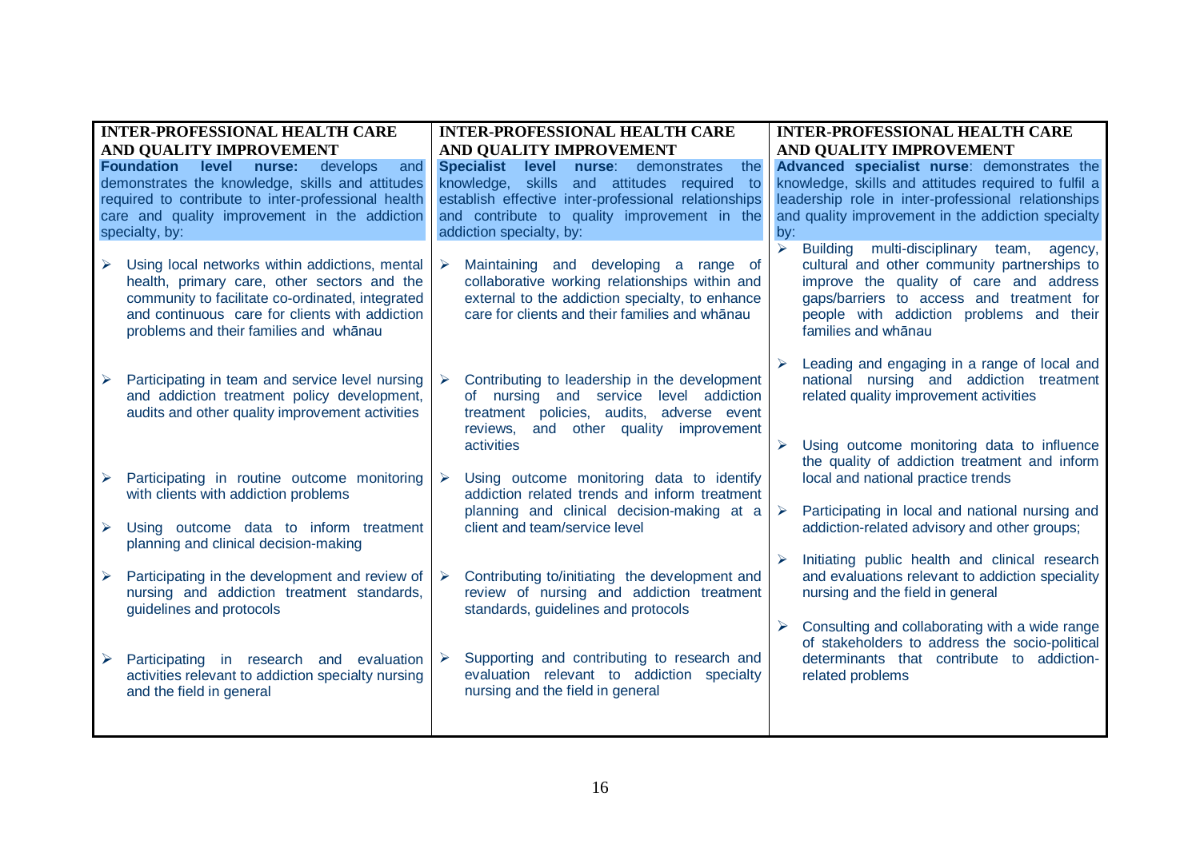| **INTER-PROFESSIONAL HEALTH CARE AND QUALITY IMPROVEMENT** | **INTER-PROFESSIONAL HEALTH CARE AND QUALITY IMPROVEMENT** | **INTER-PROFESSIONAL HEALTH CARE AND QUALITY IMPROVEMENT** |
|---|---|---|
| **Foundation level nurse:** develops and demonstrates the knowledge, skills and attitudes required to contribute to inter-professional health care and quality improvement in the addiction specialty, by: | **Specialist level nurse**: demonstrates the knowledge, skills and attitudes required to establish effective inter-professional relationships and contribute to quality improvement in the addiction specialty, by: | **Advanced specialist nurse**: demonstrates the knowledge, skills and attitudes required to fulfil a leadership role in inter-professional relationships and quality improvement in the addiction specialty by: |
| ➢ Using local networks within addictions, mental health, primary care, other sectors and the community to facilitate co-ordinated, integrated and continuous care for clients with addiction problems and their families and whānau<br><br>➢ Participating in team and service level nursing and addiction treatment policy development, audits and other quality improvement activities<br><br>➢ Participating in routine outcome monitoring with clients with addiction problems<br><br>➢ Using outcome data to inform treatment planning and clinical decision-making<br><br>➢ Participating in the development and review of nursing and addiction treatment standards, guidelines and protocols<br><br>➢ Participating in research and evaluation activities relevant to addiction specialty nursing and the field in general | ➢ Maintaining and developing a range of collaborative working relationships within and external to the addiction specialty, to enhance care for clients and their families and whānau<br><br>➢ Contributing to leadership in the development of nursing and service level addiction treatment policies, audits, adverse event reviews, and other quality improvement activities<br><br>➢ Using outcome monitoring data to identify addiction related trends and inform treatment planning and clinical decision-making at a client and team/service level<br><br>➢ Contributing to/initiating the development and review of nursing and addiction treatment standards, guidelines and protocols<br><br>➢ Supporting and contributing to research and evaluation relevant to addiction specialty nursing and the field in general | ➢ Building multi-disciplinary team, agency, cultural and other community partnerships to improve the quality of care and address gaps/barriers to access and treatment for people with addiction problems and their families and whānau<br><br>➢ Leading and engaging in a range of local and national nursing and addiction treatment related quality improvement activities<br><br>➢ Using outcome monitoring data to influence the quality of addiction treatment and inform local and national practice trends<br><br>➢ Participating in local and national nursing and addiction-related advisory and other groups;<br><br>➢ Initiating public health and clinical research and evaluations relevant to addiction speciality nursing and the field in general<br><br>➢ Consulting and collaborating with a wide range of stakeholders to address the socio-political determinants that contribute to addiction-related problems |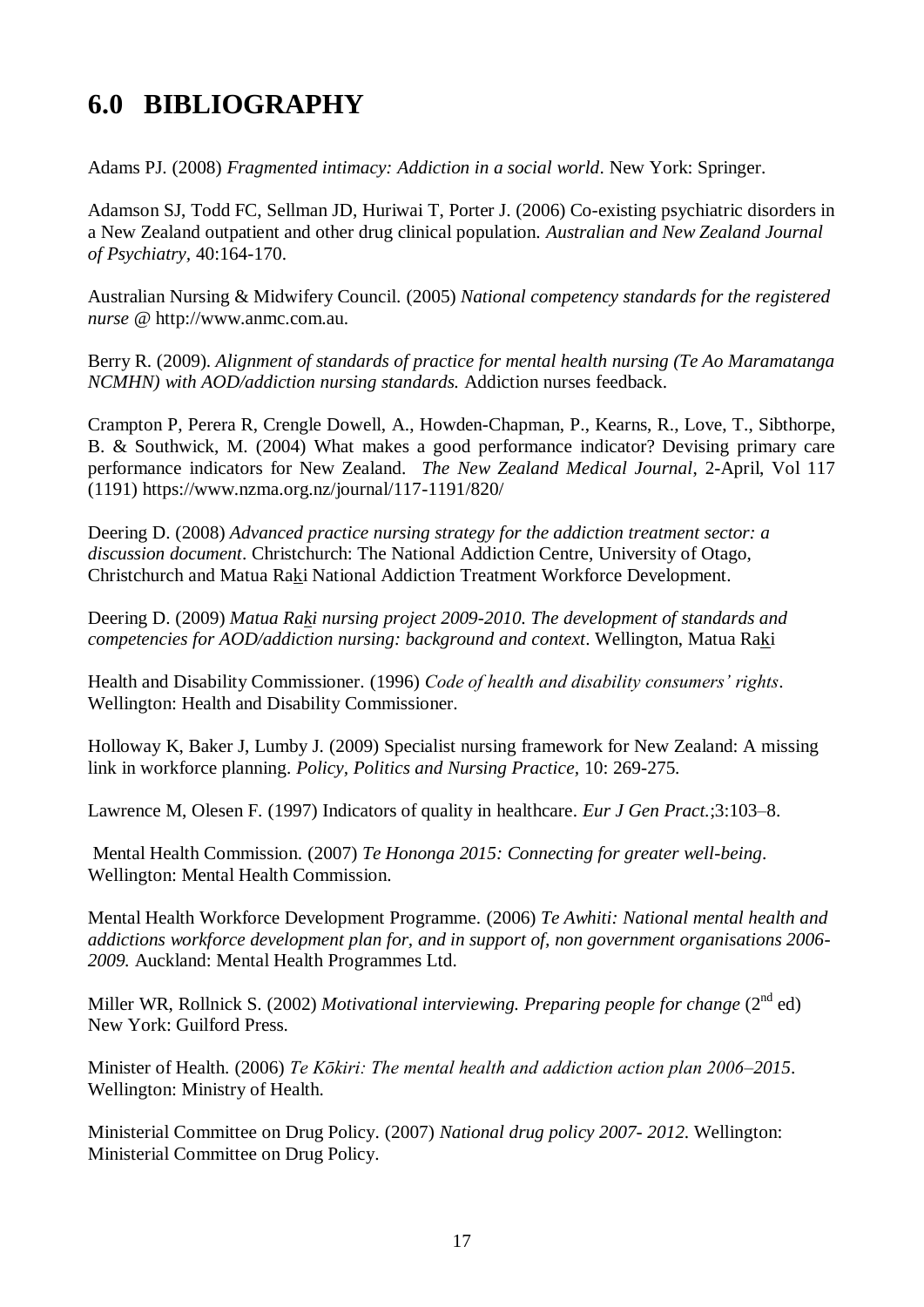# 6.0 BIBLIOGRAPHY

Adams PJ. (2008) *Fragmented intimacy: Addiction in a social world*. New York: Springer.

Adamson SJ, Todd FC, Sellman JD, Huriwai T, Porter J. (2006) Co-existing psychiatric disorders in a New Zealand outpatient and other drug clinical population. *Australian and New Zealand Journal of Psychiatry*, 40:164-170.

Australian Nursing & Midwifery Council. (2005) *National competency standards for the registered nurse* @ http://www.anmc.com.au.

Berry R. (2009). *Alignment of standards of practice for mental health nursing (Te Ao Maramatanga NCMHN) with AOD/addiction nursing standards.* Addiction nurses feedback.

Crampton P, Perera R, Crengle Dowell, A., Howden-Chapman, P., Kearns, R., Love, T., Sibthorpe, B. & Southwick, M. (2004) What makes a good performance indicator? Devising primary care performance indicators for New Zealand. *The New Zealand Medical Journal*, 2-April, Vol 117 (1191) https://www.nzma.org.nz/journal/117-1191/820/

Deering D. (2008) *Advanced practice nursing strategy for the addiction treatment sector: a discussion document*. Christchurch: The National Addiction Centre, University of Otago, Christchurch and Matua Raki National Addiction Treatment Workforce Development.

Deering D. (2009) *Matua Raki nursing project 2009-2010. The development of standards and competencies for AOD/addiction nursing: background and context*. Wellington, Matua Raki

Health and Disability Commissioner. (1996) *Code of health and disability consumers' rights*. Wellington: Health and Disability Commissioner.

Holloway K, Baker J, Lumby J. (2009) Specialist nursing framework for New Zealand: A missing link in workforce planning. *Policy, Politics and Nursing Practice*, 10: 269-275.

Lawrence M, Olesen F. (1997) Indicators of quality in healthcare. *Eur J Gen Pract.*;3:103–8.

Mental Health Commission. (2007) *Te Hononga 2015: Connecting for greater well-being*. Wellington: Mental Health Commission.

Mental Health Workforce Development Programme. (2006) *Te Awhiti: National mental health and addictions workforce development plan for, and in support of, non government organisations 2006-2009.* Auckland: Mental Health Programmes Ltd.

Miller WR, Rollnick S. (2002) *Motivational interviewing. Preparing people for change* (2nd ed) New York: Guilford Press.

Minister of Health. (2006) *Te Kōkiri: The mental health and addiction action plan 2006–2015*. Wellington: Ministry of Health.

Ministerial Committee on Drug Policy. (2007) *National drug policy 2007- 2012*. Wellington: Ministerial Committee on Drug Policy.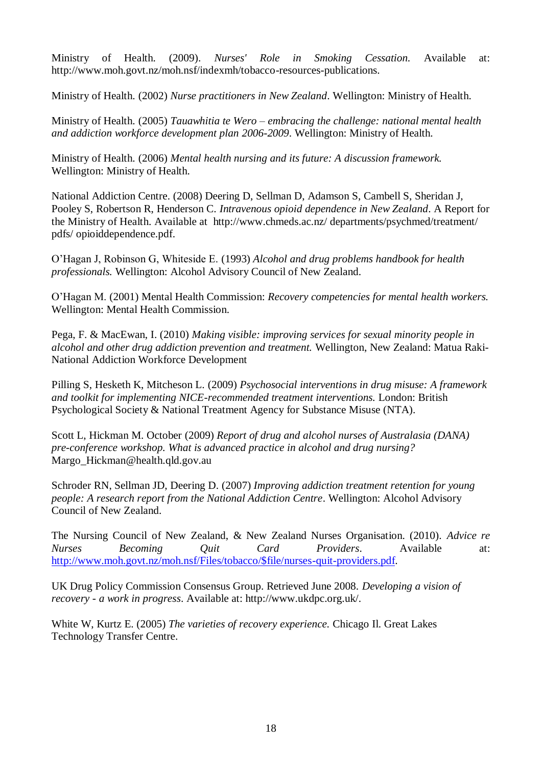Ministry of Health. (2009). *Nurses' Role in Smoking Cessation.* Available at: http://www.moh.govt.nz/moh.nsf/indexmh/tobacco-resources-publications.

Ministry of Health. (2002) *Nurse practitioners in New Zealand*. Wellington: Ministry of Health.

Ministry of Health. (2005) *Tauawhitia te Wero – embracing the challenge: national mental health and addiction workforce development plan 2006-2009*. Wellington: Ministry of Health.

Ministry of Health. (2006) *Mental health nursing and its future: A discussion framework.* Wellington: Ministry of Health.

National Addiction Centre. (2008) Deering D, Sellman D, Adamson S, Cambell S, Sheridan J, Pooley S, Robertson R, Henderson C. *Intravenous opioid dependence in New Zealand*. A Report for the Ministry of Health. Available at http://www.chmeds.ac.nz/ departments/psychmed/treatment/ pdfs/ opioiddependence.pdf.

O'Hagan J, Robinson G, Whiteside E. (1993) *Alcohol and drug problems handbook for health professionals.* Wellington: Alcohol Advisory Council of New Zealand.

O'Hagan M. (2001) Mental Health Commission: *Recovery competencies for mental health workers.* Wellington: Mental Health Commission.

Pega, F. & MacEwan, I. (2010) *Making visible: improving services for sexual minority people in alcohol and other drug addiction prevention and treatment.* Wellington, New Zealand: Matua Raki-National Addiction Workforce Development

Pilling S, Hesketh K, Mitcheson L. (2009) *Psychosocial interventions in drug misuse: A framework and toolkit for implementing NICE-recommended treatment interventions.* London: British Psychological Society & National Treatment Agency for Substance Misuse (NTA).

Scott L, Hickman M. October (2009) *Report of drug and alcohol nurses of Australasia (DANA) pre-conference workshop. What is advanced practice in alcohol and drug nursing?* Margo_Hickman@health.qld.gov.au

Schroder RN, Sellman JD, Deering D. (2007) *Improving addiction treatment retention for young people: A research report from the National Addiction Centre*. Wellington: Alcohol Advisory Council of New Zealand.

The Nursing Council of New Zealand, & New Zealand Nurses Organisation. (2010). *Advice re Nurses Becoming Quit Card Providers*. Available at: http://www.moh.govt.nz/moh.nsf/Files/tobacco/$file/nurses-quit-providers.pdf.

UK Drug Policy Commission Consensus Group. Retrieved June 2008. *Developing a vision of recovery - a work in progress*. Available at: http://www.ukdpc.org.uk/.

White W, Kurtz E. (2005) *The varieties of recovery experience.* Chicago Il. Great Lakes Technology Transfer Centre.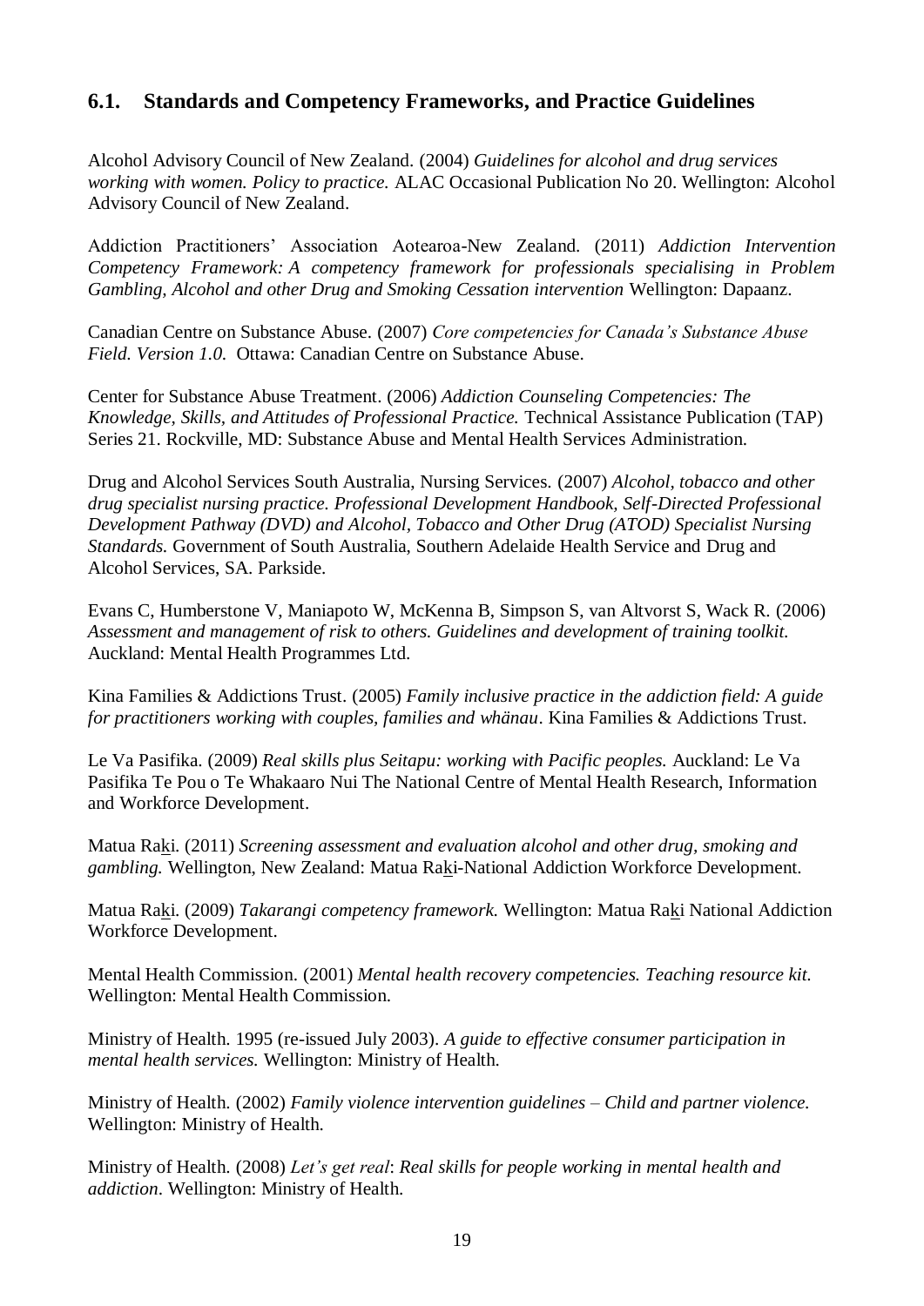## 6.1. Standards and Competency Frameworks, and Practice Guidelines

Alcohol Advisory Council of New Zealand. (2004) *Guidelines for alcohol and drug services working with women. Policy to practice.* ALAC Occasional Publication No 20. Wellington: Alcohol Advisory Council of New Zealand.

Addiction Practitioners' Association Aotearoa-New Zealand. (2011) *Addiction Intervention Competency Framework: A competency framework for professionals specialising in Problem Gambling, Alcohol and other Drug and Smoking Cessation intervention* Wellington: Dapaanz.

Canadian Centre on Substance Abuse. (2007) *Core competencies for Canada's Substance Abuse Field. Version 1.0.* Ottawa: Canadian Centre on Substance Abuse.

Center for Substance Abuse Treatment. (2006) *Addiction Counseling Competencies: The Knowledge, Skills, and Attitudes of Professional Practice.* Technical Assistance Publication (TAP) Series 21. Rockville, MD: Substance Abuse and Mental Health Services Administration.

Drug and Alcohol Services South Australia, Nursing Services. (2007) *Alcohol, tobacco and other drug specialist nursing practice. Professional Development Handbook, Self-Directed Professional Development Pathway (DVD) and Alcohol, Tobacco and Other Drug (ATOD) Specialist Nursing Standards.* Government of South Australia, Southern Adelaide Health Service and Drug and Alcohol Services, SA. Parkside.

Evans C, Humberstone V, Maniapoto W, McKenna B, Simpson S, van Altvorst S, Wack R. (2006) *Assessment and management of risk to others. Guidelines and development of training toolkit.* Auckland: Mental Health Programmes Ltd.

Kina Families & Addictions Trust. (2005) *Family inclusive practice in the addiction field: A guide for practitioners working with couples, families and whänau*. Kina Families & Addictions Trust.

Le Va Pasifika. (2009) *Real skills plus Seitapu: working with Pacific peoples.* Auckland: Le Va Pasifika Te Pou o Te Whakaaro Nui The National Centre of Mental Health Research, Information and Workforce Development.

Matua Raki. (2011) *Screening assessment and evaluation alcohol and other drug, smoking and gambling.* Wellington, New Zealand: Matua Raki-National Addiction Workforce Development.

Matua Raki. (2009) *Takarangi competency framework.* Wellington: Matua Raki National Addiction Workforce Development.

Mental Health Commission. (2001) *Mental health recovery competencies. Teaching resource kit.* Wellington: Mental Health Commission.

Ministry of Health. 1995 (re-issued July 2003). *A guide to effective consumer participation in mental health services.* Wellington: Ministry of Health.

Ministry of Health. (2002) *Family violence intervention guidelines – Child and partner violence.* Wellington: Ministry of Health.

Ministry of Health. (2008) *Let's get real*: *Real skills for people working in mental health and addiction*. Wellington: Ministry of Health.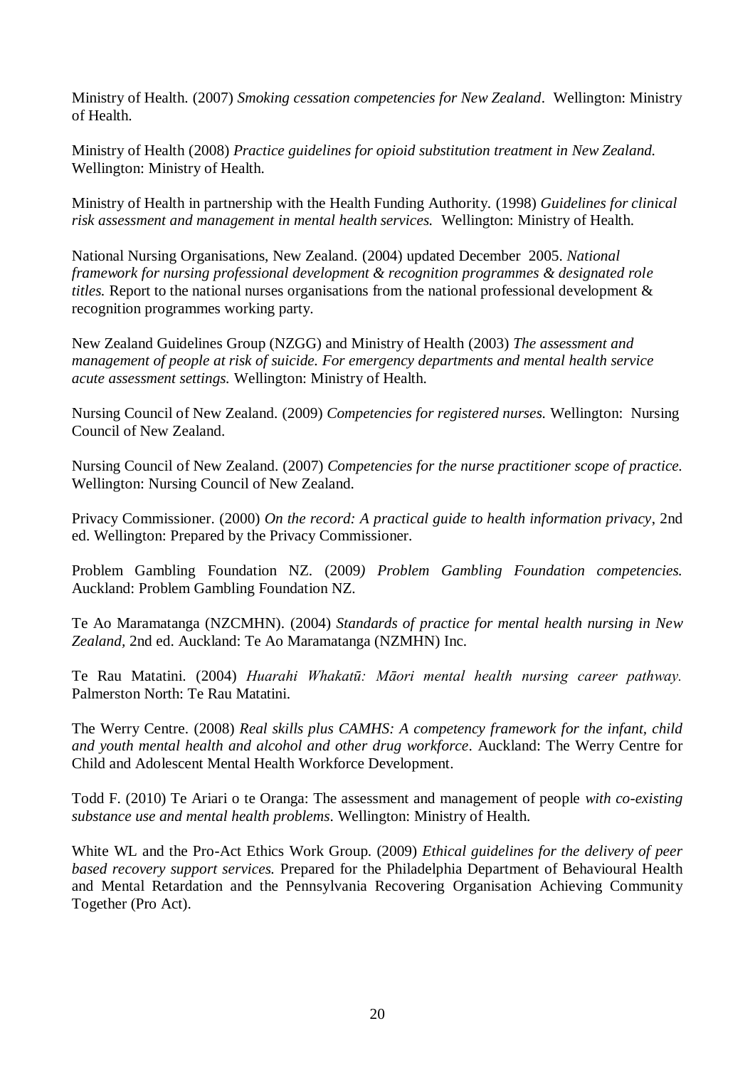Ministry of Health. (2007) *Smoking cessation competencies for New Zealand*. Wellington: Ministry of Health.

Ministry of Health (2008) *Practice guidelines for opioid substitution treatment in New Zealand.* Wellington: Ministry of Health.

Ministry of Health in partnership with the Health Funding Authority. (1998) *Guidelines for clinical risk assessment and management in mental health services.* Wellington: Ministry of Health.

National Nursing Organisations, New Zealand. (2004) updated December 2005. *National framework for nursing professional development & recognition programmes & designated role titles.* Report to the national nurses organisations from the national professional development & recognition programmes working party.

New Zealand Guidelines Group (NZGG) and Ministry of Health (2003) *The assessment and management of people at risk of suicide. For emergency departments and mental health service acute assessment settings.* Wellington: Ministry of Health.

Nursing Council of New Zealand. (2009) *Competencies for registered nurses.* Wellington: Nursing Council of New Zealand.

Nursing Council of New Zealand. (2007) *Competencies for the nurse practitioner scope of practice.* Wellington: Nursing Council of New Zealand.

Privacy Commissioner. (2000) *On the record: A practical guide to health information privacy*, 2nd ed. Wellington: Prepared by the Privacy Commissioner.

Problem Gambling Foundation NZ. (2009*) Problem Gambling Foundation competencies.* Auckland: Problem Gambling Foundation NZ.

Te Ao Maramatanga (NZCMHN). (2004) *Standards of practice for mental health nursing in New Zealand*, 2nd ed. Auckland: Te Ao Maramatanga (NZMHN) Inc.

Te Rau Matatini. (2004) *Huarahi Whakatū: Māori mental health nursing career pathway.* Palmerston North: Te Rau Matatini.

The Werry Centre. (2008) *Real skills plus CAMHS: A competency framework for the infant, child and youth mental health and alcohol and other drug workforce*. Auckland: The Werry Centre for Child and Adolescent Mental Health Workforce Development.

Todd F. (2010) Te Ariari o te Oranga: The assessment and management of people *with co-existing substance use and mental health problems*. Wellington: Ministry of Health.

White WL and the Pro-Act Ethics Work Group. (2009) *Ethical guidelines for the delivery of peer based recovery support services.* Prepared for the Philadelphia Department of Behavioural Health and Mental Retardation and the Pennsylvania Recovering Organisation Achieving Community Together (Pro Act).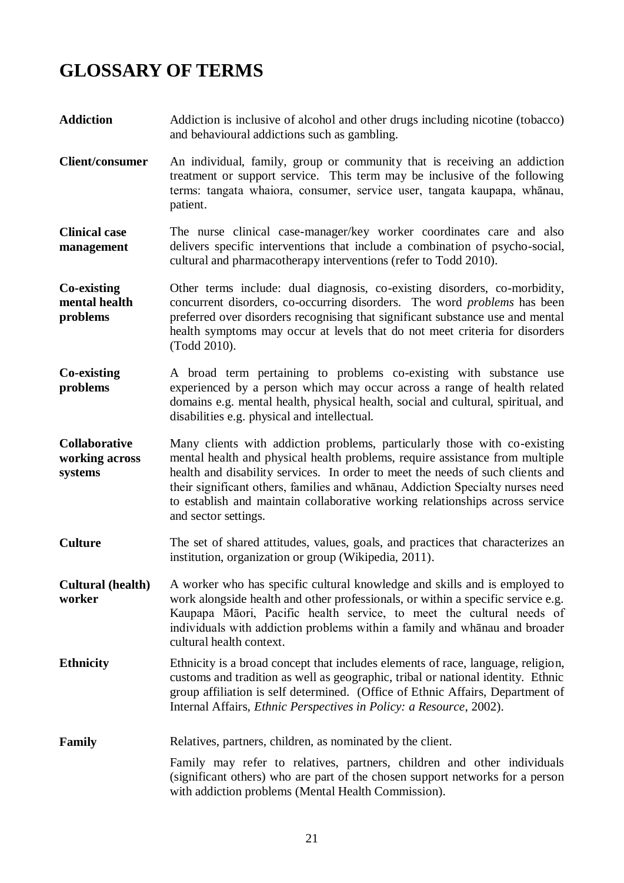# GLOSSARY OF TERMS

**Addiction** Addiction is inclusive of alcohol and other drugs including nicotine (tobacco) and behavioural addictions such as gambling.

**Client/consumer** An individual, family, group or community that is receiving an addiction treatment or support service. This term may be inclusive of the following terms: tangata whaiora, consumer, service user, tangata kaupapa, whānau, patient.

**Clinical case management** The nurse clinical case-manager/key worker coordinates care and also delivers specific interventions that include a combination of psycho-social, cultural and pharmacotherapy interventions (refer to Todd 2010).

**Co-existing mental health problems** Other terms include: dual diagnosis, co-existing disorders, co-morbidity, concurrent disorders, co-occurring disorders. The word *problems* has been preferred over disorders recognising that significant substance use and mental health symptoms may occur at levels that do not meet criteria for disorders (Todd 2010).

**Co-existing problems** A broad term pertaining to problems co-existing with substance use experienced by a person which may occur across a range of health related domains e.g. mental health, physical health, social and cultural, spiritual, and disabilities e.g. physical and intellectual.

**Collaborative working across systems** Many clients with addiction problems, particularly those with co-existing mental health and physical health problems, require assistance from multiple health and disability services. In order to meet the needs of such clients and their significant others, families and whānau, Addiction Specialty nurses need to establish and maintain collaborative working relationships across service and sector settings.

**Culture** The set of shared attitudes, values, goals, and practices that characterizes an institution, organization or group (Wikipedia, 2011).

**Cultural (health) worker** A worker who has specific cultural knowledge and skills and is employed to work alongside health and other professionals, or within a specific service e.g. Kaupapa Māori, Pacific health service, to meet the cultural needs of individuals with addiction problems within a family and whānau and broader cultural health context.

**Ethnicity** Ethnicity is a broad concept that includes elements of race, language, religion, customs and tradition as well as geographic, tribal or national identity. Ethnic group affiliation is self determined. (Office of Ethnic Affairs, Department of Internal Affairs, *Ethnic Perspectives in Policy: a Resource*, 2002).

**Family** Relatives, partners, children, as nominated by the client.

Family may refer to relatives, partners, children and other individuals (significant others) who are part of the chosen support networks for a person with addiction problems (Mental Health Commission).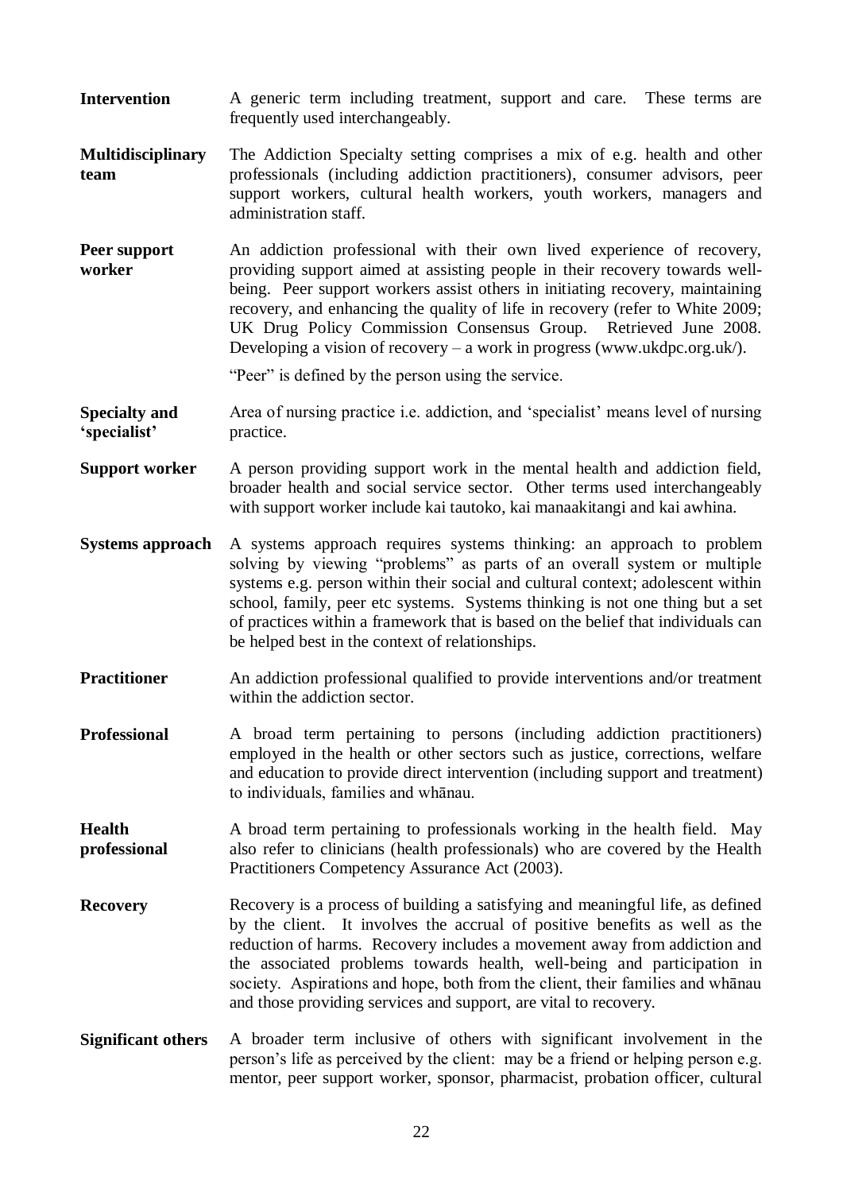**Intervention**
A generic term including treatment, support and care. These terms are frequently used interchangeably.

**Multidisciplinary team**
The Addiction Specialty setting comprises a mix of e.g. health and other professionals (including addiction practitioners), consumer advisors, peer support workers, cultural health workers, youth workers, managers and administration staff.

**Peer support worker**
An addiction professional with their own lived experience of recovery, providing support aimed at assisting people in their recovery towards well-being. Peer support workers assist others in initiating recovery, maintaining recovery, and enhancing the quality of life in recovery (refer to White 2009; UK Drug Policy Commission Consensus Group. Retrieved June 2008. Developing a vision of recovery – a work in progress (www.ukdpc.org.uk/).

"Peer" is defined by the person using the service.

**Specialty and 'specialist'**
Area of nursing practice i.e. addiction, and 'specialist' means level of nursing practice.

**Support worker**
A person providing support work in the mental health and addiction field, broader health and social service sector. Other terms used interchangeably with support worker include kai tautoko, kai manaakitangi and kai awhina.

**Systems approach**
A systems approach requires systems thinking: an approach to problem solving by viewing "problems" as parts of an overall system or multiple systems e.g. person within their social and cultural context; adolescent within school, family, peer etc systems. Systems thinking is not one thing but a set of practices within a framework that is based on the belief that individuals can be helped best in the context of relationships.

**Practitioner**
An addiction professional qualified to provide interventions and/or treatment within the addiction sector.

**Professional**
A broad term pertaining to persons (including addiction practitioners) employed in the health or other sectors such as justice, corrections, welfare and education to provide direct intervention (including support and treatment) to individuals, families and whānau.

**Health professional**
A broad term pertaining to professionals working in the health field. May also refer to clinicians (health professionals) who are covered by the Health Practitioners Competency Assurance Act (2003).

**Recovery**
Recovery is a process of building a satisfying and meaningful life, as defined by the client. It involves the accrual of positive benefits as well as the reduction of harms. Recovery includes a movement away from addiction and the associated problems towards health, well-being and participation in society. Aspirations and hope, both from the client, their families and whānau and those providing services and support, are vital to recovery.

**Significant others**
A broader term inclusive of others with significant involvement in the person's life as perceived by the client: may be a friend or helping person e.g. mentor, peer support worker, sponsor, pharmacist, probation officer, cultural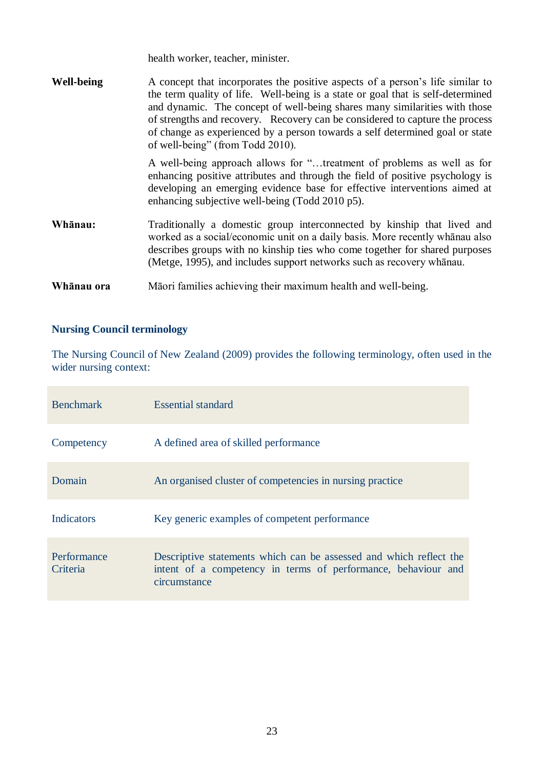health worker, teacher, minister.

**Well-being** A concept that incorporates the positive aspects of a person's life similar to the term quality of life. Well-being is a state or goal that is self-determined and dynamic. The concept of well-being shares many similarities with those of strengths and recovery. Recovery can be considered to capture the process of change as experienced by a person towards a self determined goal or state of well-being" (from Todd 2010).

A well-being approach allows for "…treatment of problems as well as for enhancing positive attributes and through the field of positive psychology is developing an emerging evidence base for effective interventions aimed at enhancing subjective well-being (Todd 2010 p5).

**Whānau:** Traditionally a domestic group interconnected by kinship that lived and worked as a social/economic unit on a daily basis. More recently whānau also describes groups with no kinship ties who come together for shared purposes (Metge, 1995), and includes support networks such as recovery whānau.

**Whānau ora** Māori families achieving their maximum health and well-being.

### Nursing Council terminology

The Nursing Council of New Zealand (2009) provides the following terminology, often used in the wider nursing context:

| Term | Definition |
|---|---|
| Benchmark | Essential standard |
| Competency | A defined area of skilled performance |
| Domain | An organised cluster of competencies in nursing practice |
| Indicators | Key generic examples of competent performance |
| Performance Criteria | Descriptive statements which can be assessed and which reflect the intent of a competency in terms of performance, behaviour and circumstance |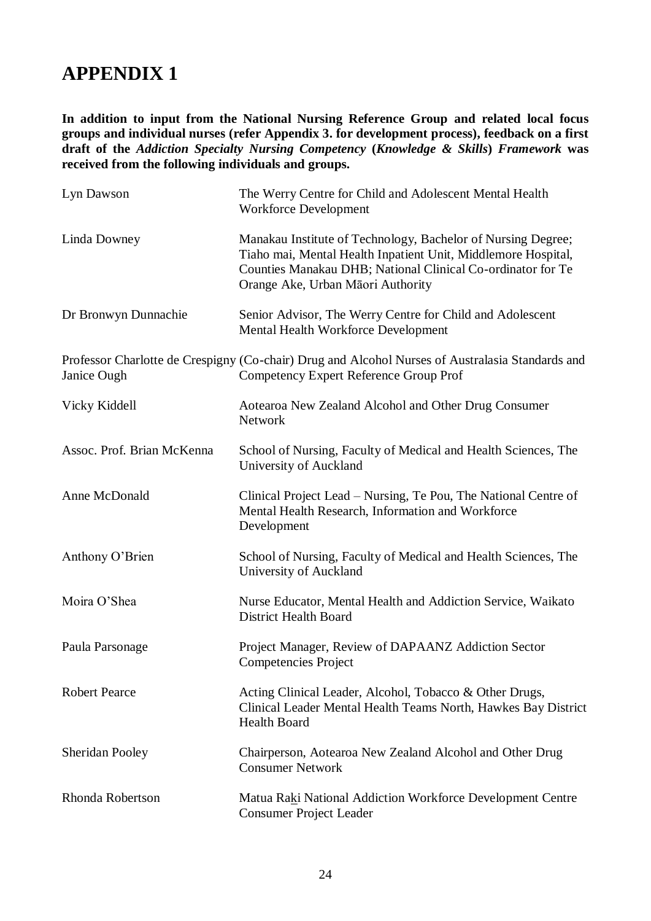# APPENDIX 1

**In addition to input from the National Nursing Reference Group and related local focus groups and individual nurses (refer Appendix 3. for development process), feedback on a first draft of the *Addiction Specialty Nursing Competency* (*Knowledge & Skills*) *Framework* was received from the following individuals and groups.**

| | |
|---|---|
| Lyn Dawson | The Werry Centre for Child and Adolescent Mental Health Workforce Development |
| Linda Downey | Manakau Institute of Technology, Bachelor of Nursing Degree; Tiaho mai, Mental Health Inpatient Unit, Middlemore Hospital, Counties Manakau DHB; National Clinical Co-ordinator for Te Orange Ake, Urban Māori Authority |
| Dr Bronwyn Dunnachie | Senior Advisor, The Werry Centre for Child and Adolescent Mental Health Workforce Development |
| Professor Charlotte de Crespigny Janice Ough | (Co-chair) Drug and Alcohol Nurses of Australasia Standards and Competency Expert Reference Group Prof |
| Vicky Kiddell | Aotearoa New Zealand Alcohol and Other Drug Consumer Network |
| Assoc. Prof. Brian McKenna | School of Nursing, Faculty of Medical and Health Sciences, The University of Auckland |
| Anne McDonald | Clinical Project Lead – Nursing, Te Pou, The National Centre of Mental Health Research, Information and Workforce Development |
| Anthony O'Brien | School of Nursing, Faculty of Medical and Health Sciences, The University of Auckland |
| Moira O'Shea | Nurse Educator, Mental Health and Addiction Service, Waikato District Health Board |
| Paula Parsonage | Project Manager, Review of DAPAANZ Addiction Sector Competencies Project |
| Robert Pearce | Acting Clinical Leader, Alcohol, Tobacco & Other Drugs, Clinical Leader Mental Health Teams North, Hawkes Bay District Health Board |
| Sheridan Pooley | Chairperson, Aotearoa New Zealand Alcohol and Other Drug Consumer Network |
| Rhonda Robertson | Matua Raki National Addiction Workforce Development Centre Consumer Project Leader |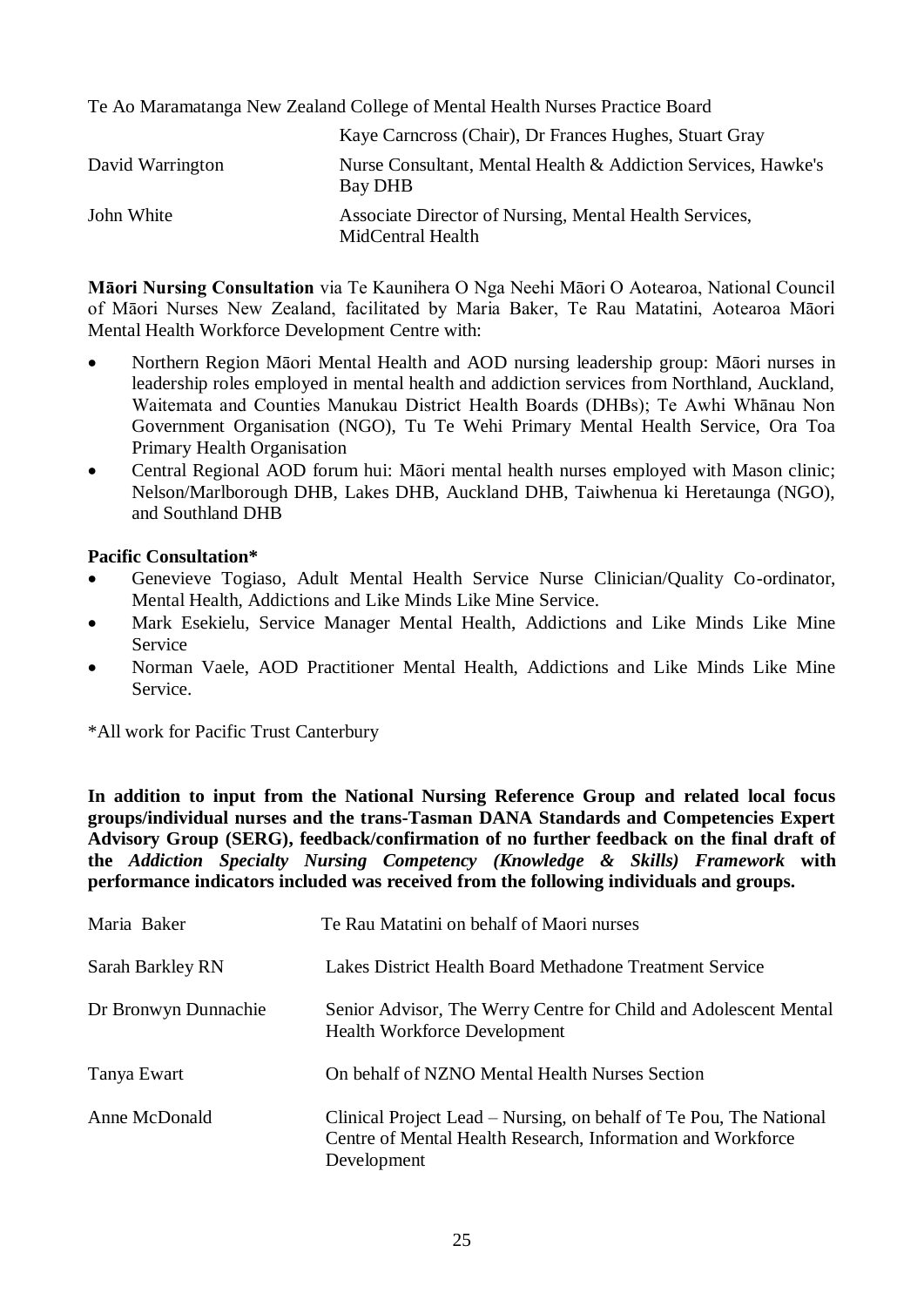Te Ao Maramatanga New Zealand College of Mental Health Nurses Practice Board

| | |
|---|---|
| | Kaye Carncross (Chair), Dr Frances Hughes, Stuart Gray |
| David Warrington | Nurse Consultant, Mental Health & Addiction Services, Hawke's Bay DHB |
| John White | Associate Director of Nursing, Mental Health Services, MidCentral Health |

**Māori Nursing Consultation** via Te Kaunihera O Nga Neehi Māori O Aotearoa, National Council of Māori Nurses New Zealand, facilitated by Maria Baker, Te Rau Matatini, Aotearoa Māori Mental Health Workforce Development Centre with:

- Northern Region Māori Mental Health and AOD nursing leadership group: Māori nurses in leadership roles employed in mental health and addiction services from Northland, Auckland, Waitemata and Counties Manukau District Health Boards (DHBs); Te Awhi Whānau Non Government Organisation (NGO), Tu Te Wehi Primary Mental Health Service, Ora Toa Primary Health Organisation
- Central Regional AOD forum hui: Māori mental health nurses employed with Mason clinic; Nelson/Marlborough DHB, Lakes DHB, Auckland DHB, Taiwhenua ki Heretaunga (NGO), and Southland DHB

**Pacific Consultation***

- Genevieve Togiaso, Adult Mental Health Service Nurse Clinician/Quality Co-ordinator, Mental Health, Addictions and Like Minds Like Mine Service.
- Mark Esekielu, Service Manager Mental Health, Addictions and Like Minds Like Mine Service
- Norman Vaele, AOD Practitioner Mental Health, Addictions and Like Minds Like Mine Service.

*All work for Pacific Trust Canterbury

**In addition to input from the National Nursing Reference Group and related local focus groups/individual nurses and the trans-Tasman DANA Standards and Competencies Expert Advisory Group (SERG), feedback/confirmation of no further feedback on the final draft of the *Addiction Specialty Nursing Competency (Knowledge & Skills) Framework* with performance indicators included was received from the following individuals and groups.**

| | |
|---|---|
| Maria Baker | Te Rau Matatini on behalf of Maori nurses |
| Sarah Barkley RN | Lakes District Health Board Methadone Treatment Service |
| Dr Bronwyn Dunnachie | Senior Advisor, The Werry Centre for Child and Adolescent Mental Health Workforce Development |
| Tanya Ewart | On behalf of NZNO Mental Health Nurses Section |
| Anne McDonald | Clinical Project Lead – Nursing, on behalf of Te Pou, The National Centre of Mental Health Research, Information and Workforce Development |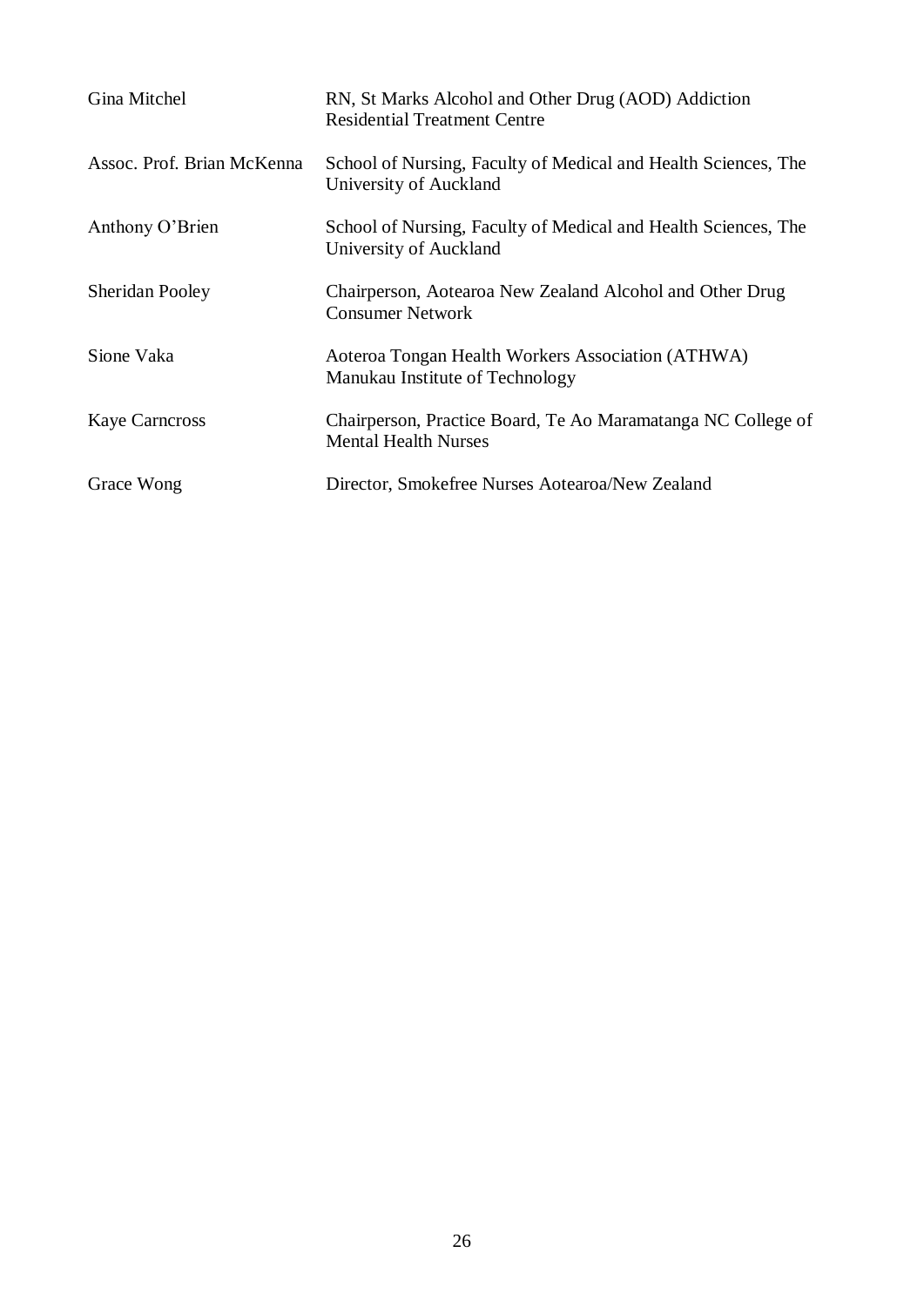| | |
|---|---|
| Gina Mitchel | RN, St Marks Alcohol and Other Drug (AOD) Addiction Residential Treatment Centre |
| Assoc. Prof. Brian McKenna | School of Nursing, Faculty of Medical and Health Sciences, The University of Auckland |
| Anthony O'Brien | School of Nursing, Faculty of Medical and Health Sciences, The University of Auckland |
| Sheridan Pooley | Chairperson, Aotearoa New Zealand Alcohol and Other Drug Consumer Network |
| Sione Vaka | Aoteroa Tongan Health Workers Association (ATHWA) Manukau Institute of Technology |
| Kaye Carncross | Chairperson, Practice Board, Te Ao Maramatanga NC College of Mental Health Nurses |
| Grace Wong | Director, Smokefree Nurses Aotearoa/New Zealand |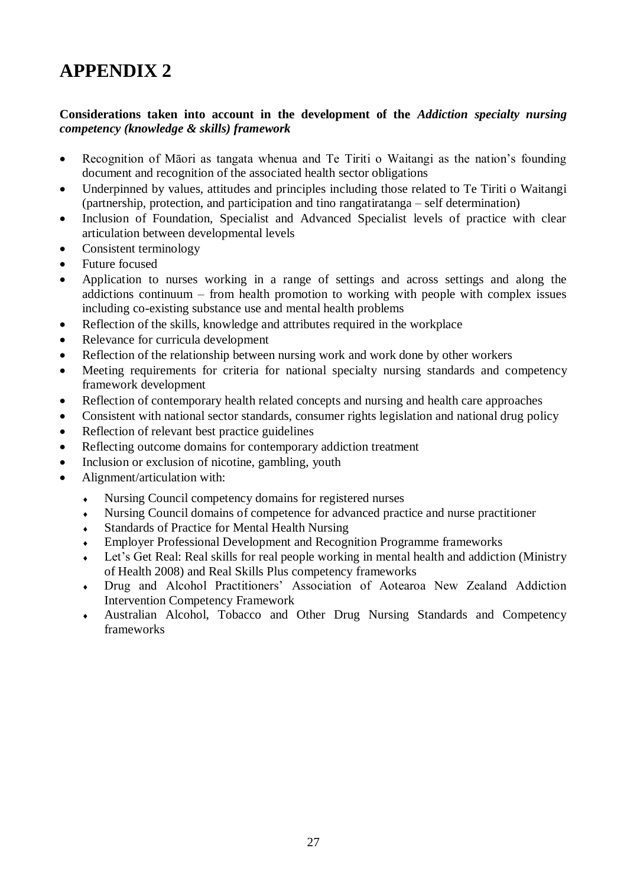# APPENDIX 2

**Considerations taken into account in the development of the *Addiction specialty nursing competency (knowledge & skills) framework***

- Recognition of Māori as tangata whenua and Te Tiriti o Waitangi as the nation's founding document and recognition of the associated health sector obligations
- Underpinned by values, attitudes and principles including those related to Te Tiriti o Waitangi (partnership, protection, and participation and tino rangatiratanga – self determination)
- Inclusion of Foundation, Specialist and Advanced Specialist levels of practice with clear articulation between developmental levels
- Consistent terminology
- Future focused
- Application to nurses working in a range of settings and across settings and along the addictions continuum – from health promotion to working with people with complex issues including co-existing substance use and mental health problems
- Reflection of the skills, knowledge and attributes required in the workplace
- Relevance for curricula development
- Reflection of the relationship between nursing work and work done by other workers
- Meeting requirements for criteria for national specialty nursing standards and competency framework development
- Reflection of contemporary health related concepts and nursing and health care approaches
- Consistent with national sector standards, consumer rights legislation and national drug policy
- Reflection of relevant best practice guidelines
- Reflecting outcome domains for contemporary addiction treatment
- Inclusion or exclusion of nicotine, gambling, youth
- Alignment/articulation with:
  - Nursing Council competency domains for registered nurses
  - Nursing Council domains of competence for advanced practice and nurse practitioner
  - Standards of Practice for Mental Health Nursing
  - Employer Professional Development and Recognition Programme frameworks
  - Let's Get Real: Real skills for real people working in mental health and addiction (Ministry of Health 2008) and Real Skills Plus competency frameworks
  - Drug and Alcohol Practitioners' Association of Aotearoa New Zealand Addiction Intervention Competency Framework
  - Australian Alcohol, Tobacco and Other Drug Nursing Standards and Competency frameworks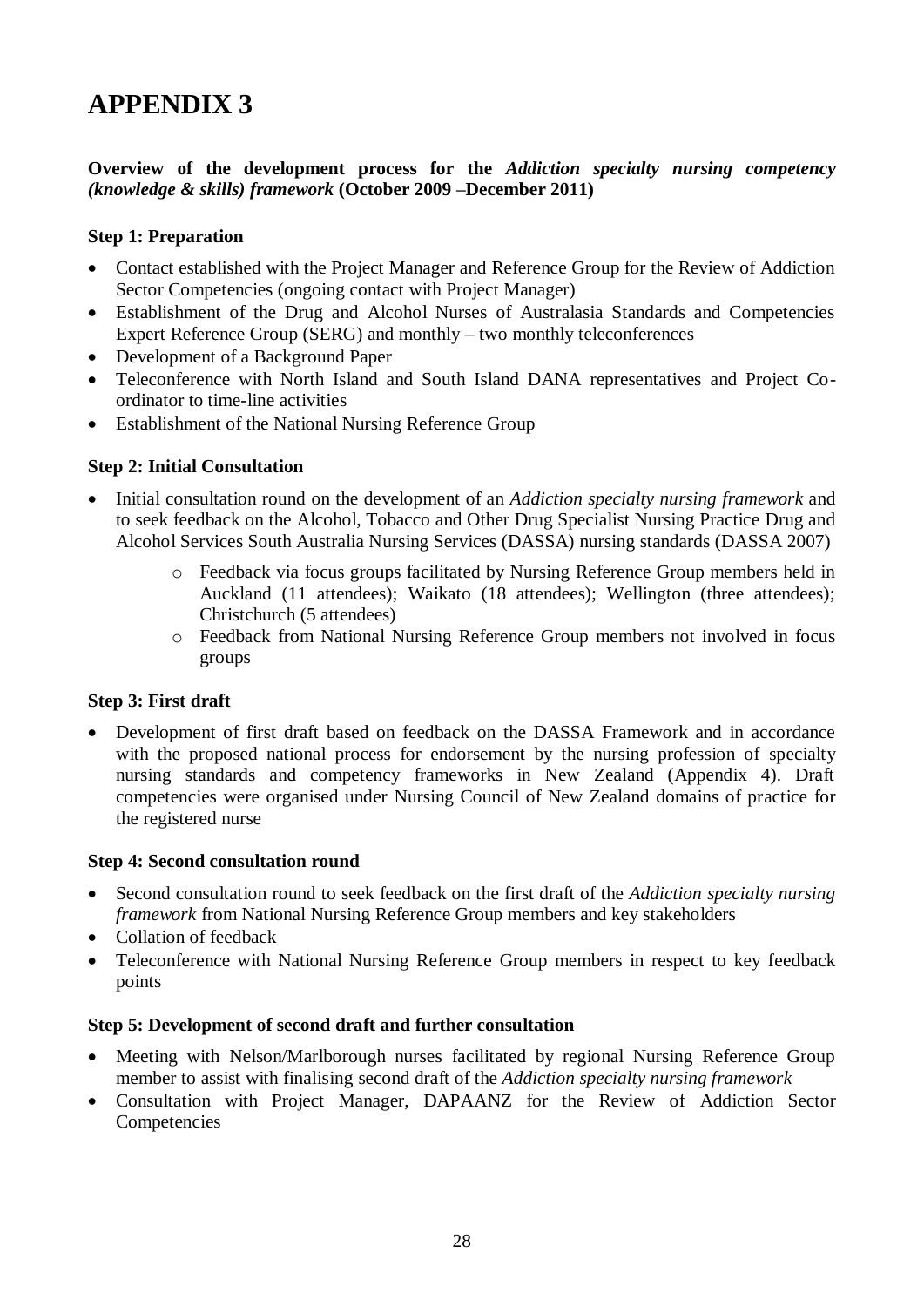# APPENDIX 3

**Overview of the development process for the *Addiction specialty nursing competency (knowledge & skills) framework* (October 2009 –December 2011)**

**Step 1: Preparation**

- Contact established with the Project Manager and Reference Group for the Review of Addiction Sector Competencies (ongoing contact with Project Manager)
- Establishment of the Drug and Alcohol Nurses of Australasia Standards and Competencies Expert Reference Group (SERG) and monthly – two monthly teleconferences
- Development of a Background Paper
- Teleconference with North Island and South Island DANA representatives and Project Co-ordinator to time-line activities
- Establishment of the National Nursing Reference Group

**Step 2: Initial Consultation**

- Initial consultation round on the development of an *Addiction specialty nursing framework* and to seek feedback on the Alcohol, Tobacco and Other Drug Specialist Nursing Practice Drug and Alcohol Services South Australia Nursing Services (DASSA) nursing standards (DASSA 2007)
    - Feedback via focus groups facilitated by Nursing Reference Group members held in Auckland (11 attendees); Waikato (18 attendees); Wellington (three attendees); Christchurch (5 attendees)
    - Feedback from National Nursing Reference Group members not involved in focus groups

**Step 3: First draft**

- Development of first draft based on feedback on the DASSA Framework and in accordance with the proposed national process for endorsement by the nursing profession of specialty nursing standards and competency frameworks in New Zealand (Appendix 4). Draft competencies were organised under Nursing Council of New Zealand domains of practice for the registered nurse

**Step 4: Second consultation round**

- Second consultation round to seek feedback on the first draft of the *Addiction specialty nursing framework* from National Nursing Reference Group members and key stakeholders
- Collation of feedback
- Teleconference with National Nursing Reference Group members in respect to key feedback points

**Step 5: Development of second draft and further consultation**

- Meeting with Nelson/Marlborough nurses facilitated by regional Nursing Reference Group member to assist with finalising second draft of the *Addiction specialty nursing framework*
- Consultation with Project Manager, DAPAANZ for the Review of Addiction Sector Competencies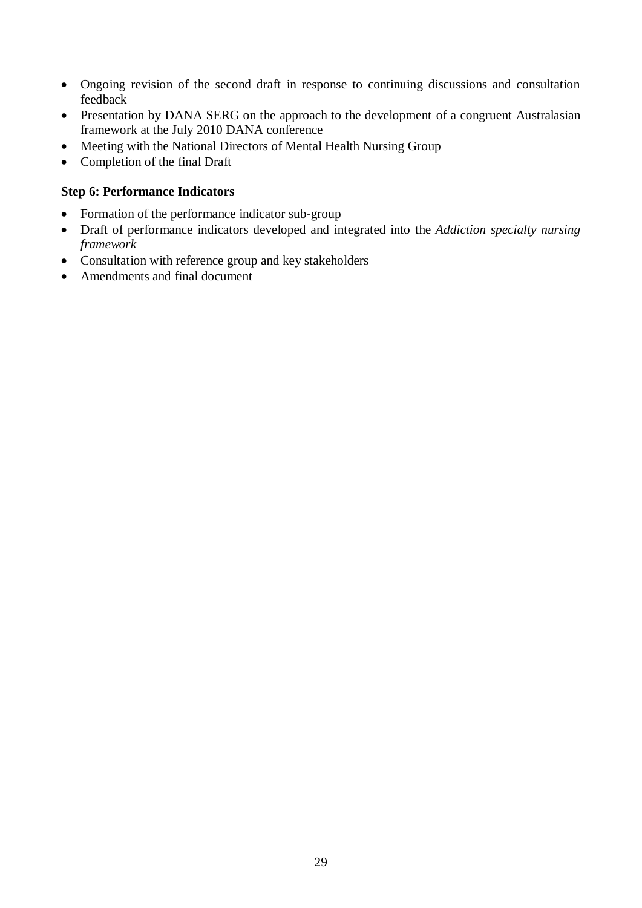- Ongoing revision of the second draft in response to continuing discussions and consultation feedback
- Presentation by DANA SERG on the approach to the development of a congruent Australasian framework at the July 2010 DANA conference
- Meeting with the National Directors of Mental Health Nursing Group
- Completion of the final Draft

**Step 6: Performance Indicators**

- Formation of the performance indicator sub-group
- Draft of performance indicators developed and integrated into the *Addiction specialty nursing framework*
- Consultation with reference group and key stakeholders
- Amendments and final document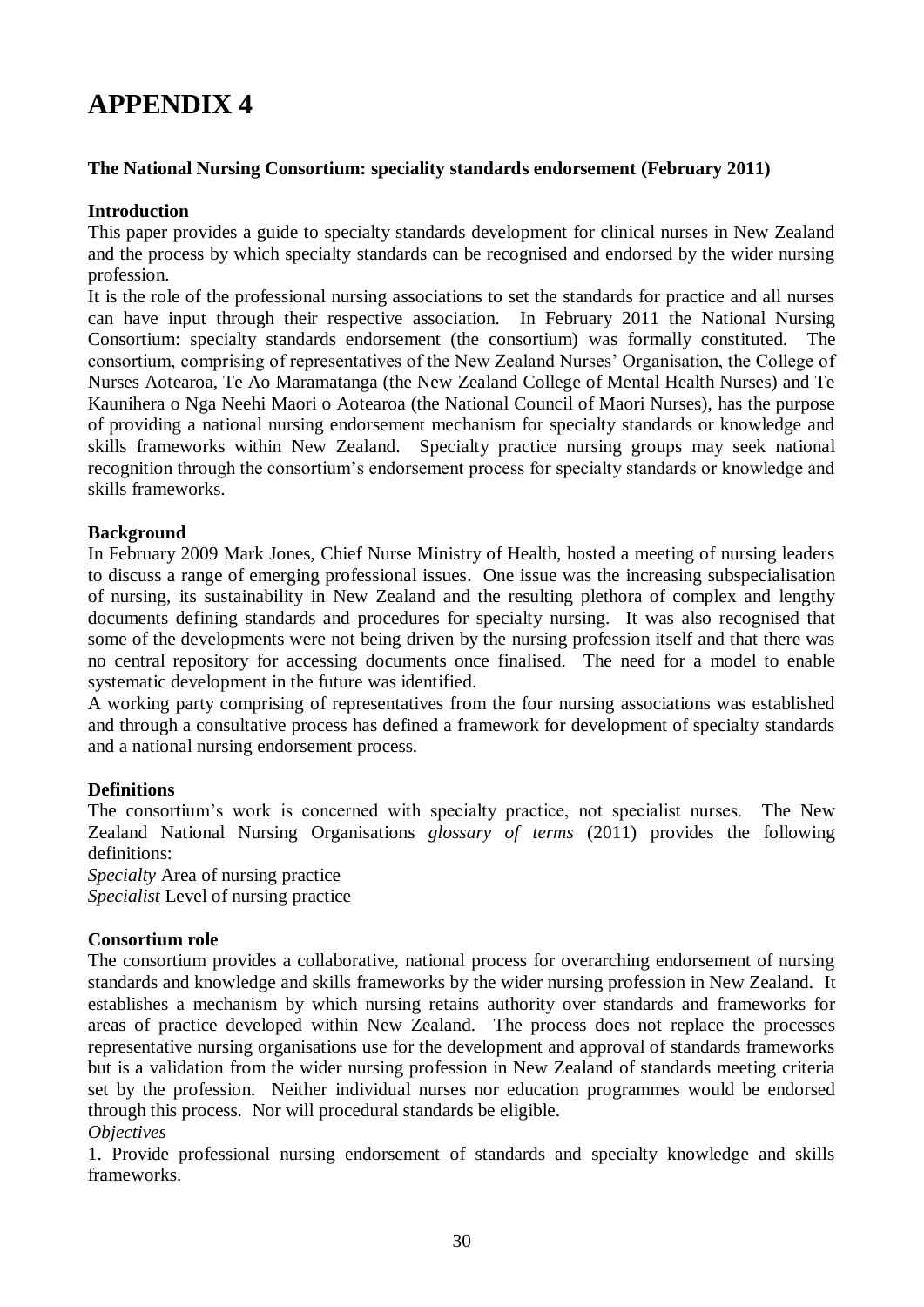# APPENDIX 4

**The National Nursing Consortium: speciality standards endorsement (February 2011)**

**Introduction**

This paper provides a guide to specialty standards development for clinical nurses in New Zealand and the process by which specialty standards can be recognised and endorsed by the wider nursing profession.

It is the role of the professional nursing associations to set the standards for practice and all nurses can have input through their respective association. In February 2011 the National Nursing Consortium: specialty standards endorsement (the consortium) was formally constituted. The consortium, comprising of representatives of the New Zealand Nurses' Organisation, the College of Nurses Aotearoa, Te Ao Maramatanga (the New Zealand College of Mental Health Nurses) and Te Kaunihera o Nga Neehi Maori o Aotearoa (the National Council of Maori Nurses), has the purpose of providing a national nursing endorsement mechanism for specialty standards or knowledge and skills frameworks within New Zealand. Specialty practice nursing groups may seek national recognition through the consortium's endorsement process for specialty standards or knowledge and skills frameworks.

**Background**

In February 2009 Mark Jones, Chief Nurse Ministry of Health, hosted a meeting of nursing leaders to discuss a range of emerging professional issues. One issue was the increasing subspecialisation of nursing, its sustainability in New Zealand and the resulting plethora of complex and lengthy documents defining standards and procedures for specialty nursing. It was also recognised that some of the developments were not being driven by the nursing profession itself and that there was no central repository for accessing documents once finalised. The need for a model to enable systematic development in the future was identified.

A working party comprising of representatives from the four nursing associations was established and through a consultative process has defined a framework for development of specialty standards and a national nursing endorsement process.

**Definitions**

The consortium's work is concerned with specialty practice, not specialist nurses. The New Zealand National Nursing Organisations *glossary of terms* (2011) provides the following definitions:

*Specialty* Area of nursing practice

*Specialist* Level of nursing practice

**Consortium role**

The consortium provides a collaborative, national process for overarching endorsement of nursing standards and knowledge and skills frameworks by the wider nursing profession in New Zealand. It establishes a mechanism by which nursing retains authority over standards and frameworks for areas of practice developed within New Zealand. The process does not replace the processes representative nursing organisations use for the development and approval of standards frameworks but is a validation from the wider nursing profession in New Zealand of standards meeting criteria set by the profession. Neither individual nurses nor education programmes would be endorsed through this process. Nor will procedural standards be eligible.

*Objectives*

1. Provide professional nursing endorsement of standards and specialty knowledge and skills frameworks.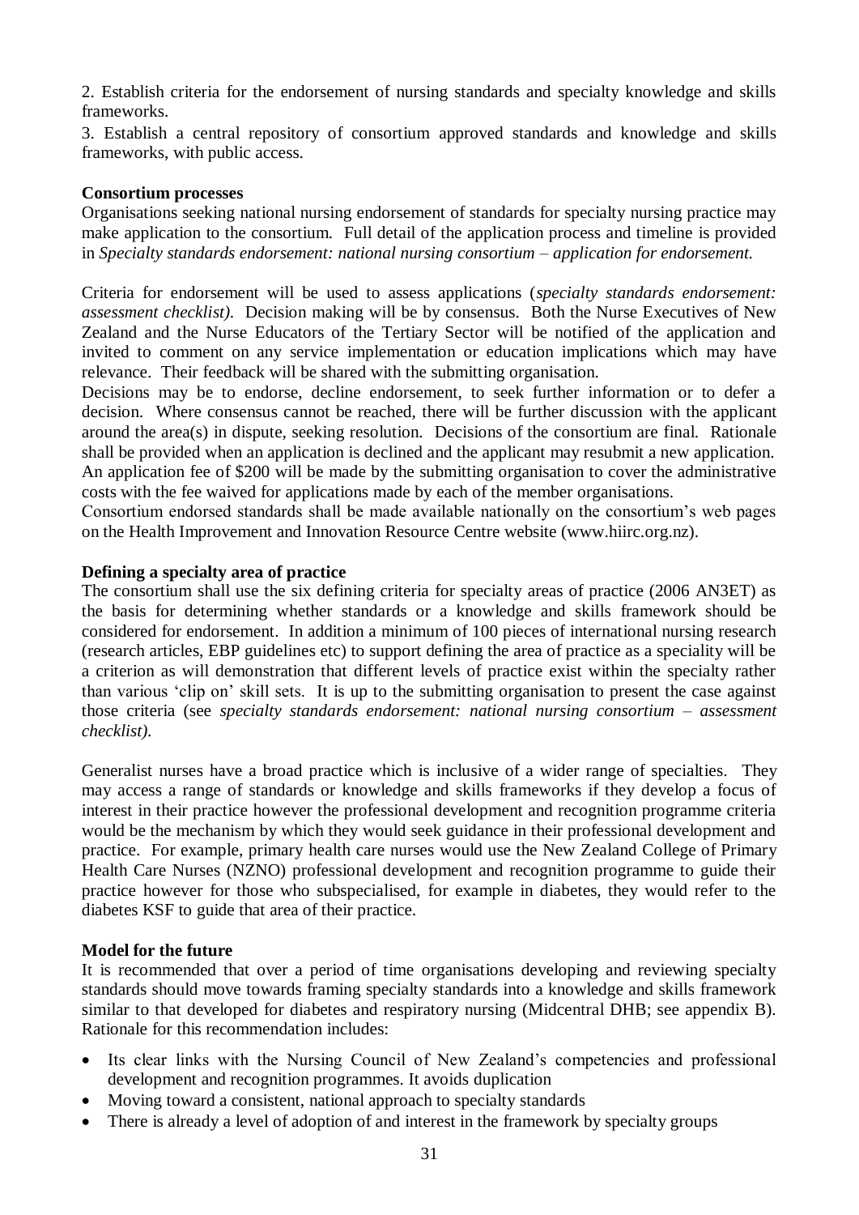2. Establish criteria for the endorsement of nursing standards and specialty knowledge and skills frameworks.

3. Establish a central repository of consortium approved standards and knowledge and skills frameworks, with public access.

**Consortium processes**

Organisations seeking national nursing endorsement of standards for specialty nursing practice may make application to the consortium. Full detail of the application process and timeline is provided in *Specialty standards endorsement: national nursing consortium – application for endorsement.*

Criteria for endorsement will be used to assess applications (*specialty standards endorsement: assessment checklist).* Decision making will be by consensus. Both the Nurse Executives of New Zealand and the Nurse Educators of the Tertiary Sector will be notified of the application and invited to comment on any service implementation or education implications which may have relevance. Their feedback will be shared with the submitting organisation.

Decisions may be to endorse, decline endorsement, to seek further information or to defer a decision. Where consensus cannot be reached, there will be further discussion with the applicant around the area(s) in dispute, seeking resolution. Decisions of the consortium are final. Rationale shall be provided when an application is declined and the applicant may resubmit a new application.

An application fee of $200 will be made by the submitting organisation to cover the administrative costs with the fee waived for applications made by each of the member organisations.

Consortium endorsed standards shall be made available nationally on the consortium's web pages on the Health Improvement and Innovation Resource Centre website (www.hiirc.org.nz).

**Defining a specialty area of practice**

The consortium shall use the six defining criteria for specialty areas of practice (2006 AN3ET) as the basis for determining whether standards or a knowledge and skills framework should be considered for endorsement. In addition a minimum of 100 pieces of international nursing research (research articles, EBP guidelines etc) to support defining the area of practice as a speciality will be a criterion as will demonstration that different levels of practice exist within the specialty rather than various 'clip on' skill sets. It is up to the submitting organisation to present the case against those criteria (see *specialty standards endorsement: national nursing consortium – assessment checklist).*

Generalist nurses have a broad practice which is inclusive of a wider range of specialties. They may access a range of standards or knowledge and skills frameworks if they develop a focus of interest in their practice however the professional development and recognition programme criteria would be the mechanism by which they would seek guidance in their professional development and practice. For example, primary health care nurses would use the New Zealand College of Primary Health Care Nurses (NZNO) professional development and recognition programme to guide their practice however for those who subspecialised, for example in diabetes, they would refer to the diabetes KSF to guide that area of their practice.

**Model for the future**

It is recommended that over a period of time organisations developing and reviewing specialty standards should move towards framing specialty standards into a knowledge and skills framework similar to that developed for diabetes and respiratory nursing (Midcentral DHB; see appendix B). Rationale for this recommendation includes:

- Its clear links with the Nursing Council of New Zealand's competencies and professional development and recognition programmes. It avoids duplication
- Moving toward a consistent, national approach to specialty standards
- There is already a level of adoption of and interest in the framework by specialty groups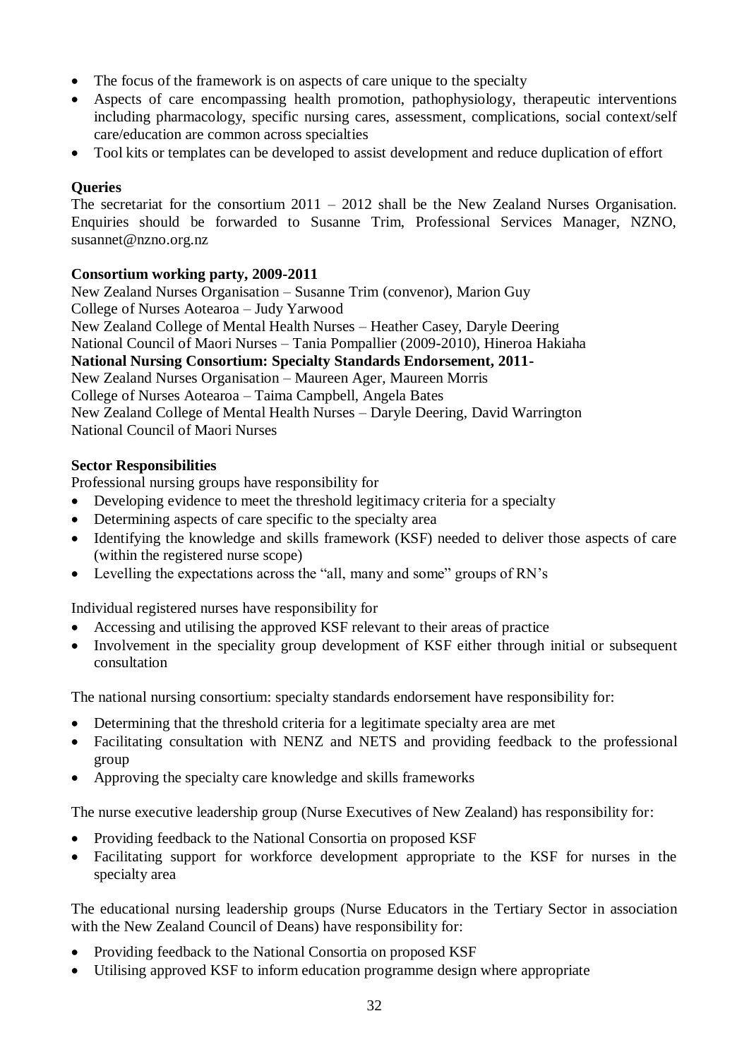- The focus of the framework is on aspects of care unique to the specialty
- Aspects of care encompassing health promotion, pathophysiology, therapeutic interventions including pharmacology, specific nursing cares, assessment, complications, social context/self care/education are common across specialties
- Tool kits or templates can be developed to assist development and reduce duplication of effort

**Queries**

The secretariat for the consortium 2011 – 2012 shall be the New Zealand Nurses Organisation. Enquiries should be forwarded to Susanne Trim, Professional Services Manager, NZNO, susannet@nzno.org.nz

**Consortium working party, 2009-2011**

New Zealand Nurses Organisation – Susanne Trim (convenor), Marion Guy
College of Nurses Aotearoa – Judy Yarwood
New Zealand College of Mental Health Nurses – Heather Casey, Daryle Deering
National Council of Maori Nurses – Tania Pompallier (2009-2010), Hineroa Hakiaha

**National Nursing Consortium: Specialty Standards Endorsement, 2011-**

New Zealand Nurses Organisation – Maureen Ager, Maureen Morris
College of Nurses Aotearoa – Taima Campbell, Angela Bates
New Zealand College of Mental Health Nurses – Daryle Deering, David Warrington
National Council of Maori Nurses

**Sector Responsibilities**

Professional nursing groups have responsibility for

- Developing evidence to meet the threshold legitimacy criteria for a specialty
- Determining aspects of care specific to the specialty area
- Identifying the knowledge and skills framework (KSF) needed to deliver those aspects of care (within the registered nurse scope)
- Levelling the expectations across the "all, many and some" groups of RN's

Individual registered nurses have responsibility for

- Accessing and utilising the approved KSF relevant to their areas of practice
- Involvement in the speciality group development of KSF either through initial or subsequent consultation

The national nursing consortium: specialty standards endorsement have responsibility for:

- Determining that the threshold criteria for a legitimate specialty area are met
- Facilitating consultation with NENZ and NETS and providing feedback to the professional group
- Approving the specialty care knowledge and skills frameworks

The nurse executive leadership group (Nurse Executives of New Zealand) has responsibility for:

- Providing feedback to the National Consortia on proposed KSF
- Facilitating support for workforce development appropriate to the KSF for nurses in the specialty area

The educational nursing leadership groups (Nurse Educators in the Tertiary Sector in association with the New Zealand Council of Deans) have responsibility for:

- Providing feedback to the National Consortia on proposed KSF
- Utilising approved KSF to inform education programme design where appropriate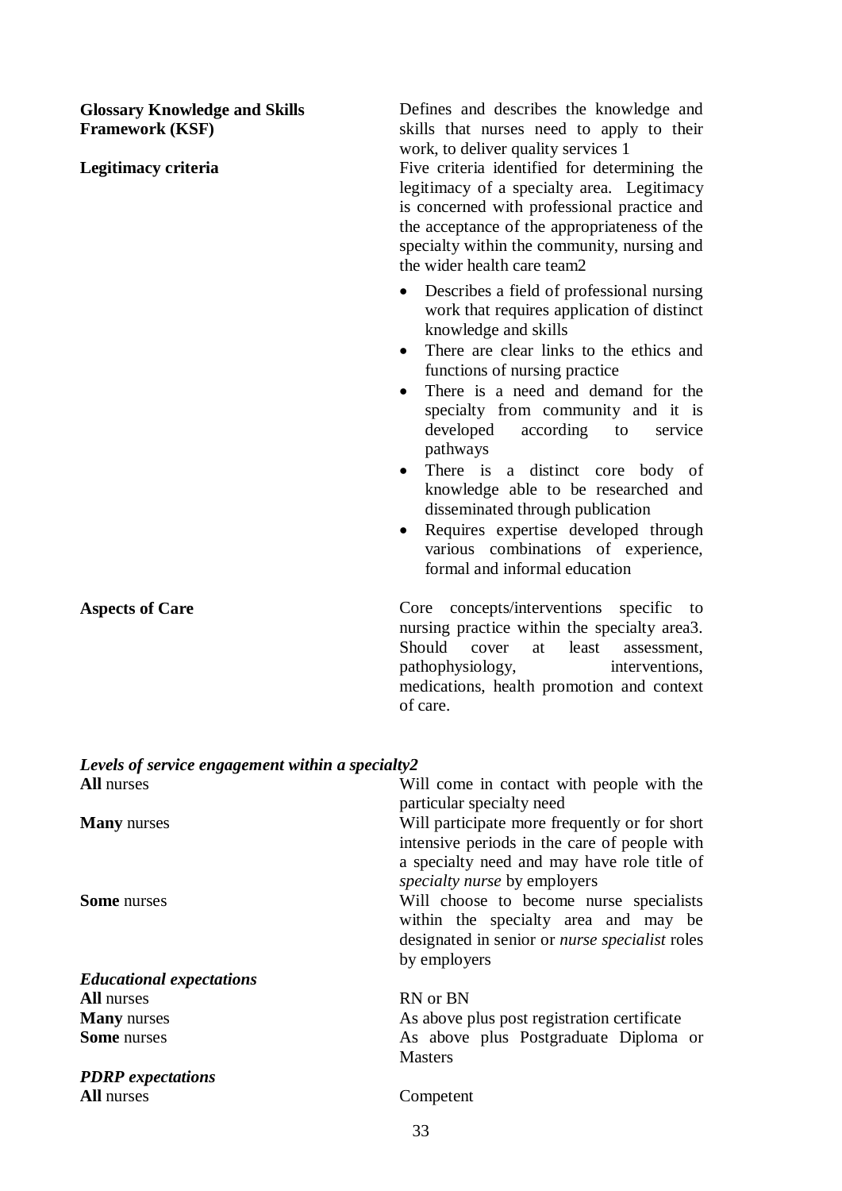**Glossary Knowledge and Skills Framework (KSF)**

Defines and describes the knowledge and skills that nurses need to apply to their work, to deliver quality services 1

**Legitimacy criteria**

Five criteria identified for determining the legitimacy of a specialty area. Legitimacy is concerned with professional practice and the acceptance of the appropriateness of the specialty within the community, nursing and the wider health care team2

- Describes a field of professional nursing work that requires application of distinct knowledge and skills
- There are clear links to the ethics and functions of nursing practice
- There is a need and demand for the specialty from community and it is developed according to service pathways
- There is a distinct core body of knowledge able to be researched and disseminated through publication
- Requires expertise developed through various combinations of experience, formal and informal education

**Aspects of Care**

Core concepts/interventions specific to nursing practice within the specialty area3. Should cover at least assessment, pathophysiology, interventions, medications, health promotion and context of care.

***Levels of service engagement within a specialty2***

**All** nurses — Will come in contact with people with the particular specialty need

**Many** nurses — Will participate more frequently or for short intensive periods in the care of people with a specialty need and may have role title of *specialty nurse* by employers

**Some** nurses — Will choose to become nurse specialists within the specialty area and may be designated in senior or *nurse specialist* roles by employers

***Educational expectations***

**All** nurses — RN or BN

**Many** nurses — As above plus post registration certificate

**Some** nurses — As above plus Postgraduate Diploma or Masters

***PDRP expectations***

**All** nurses — Competent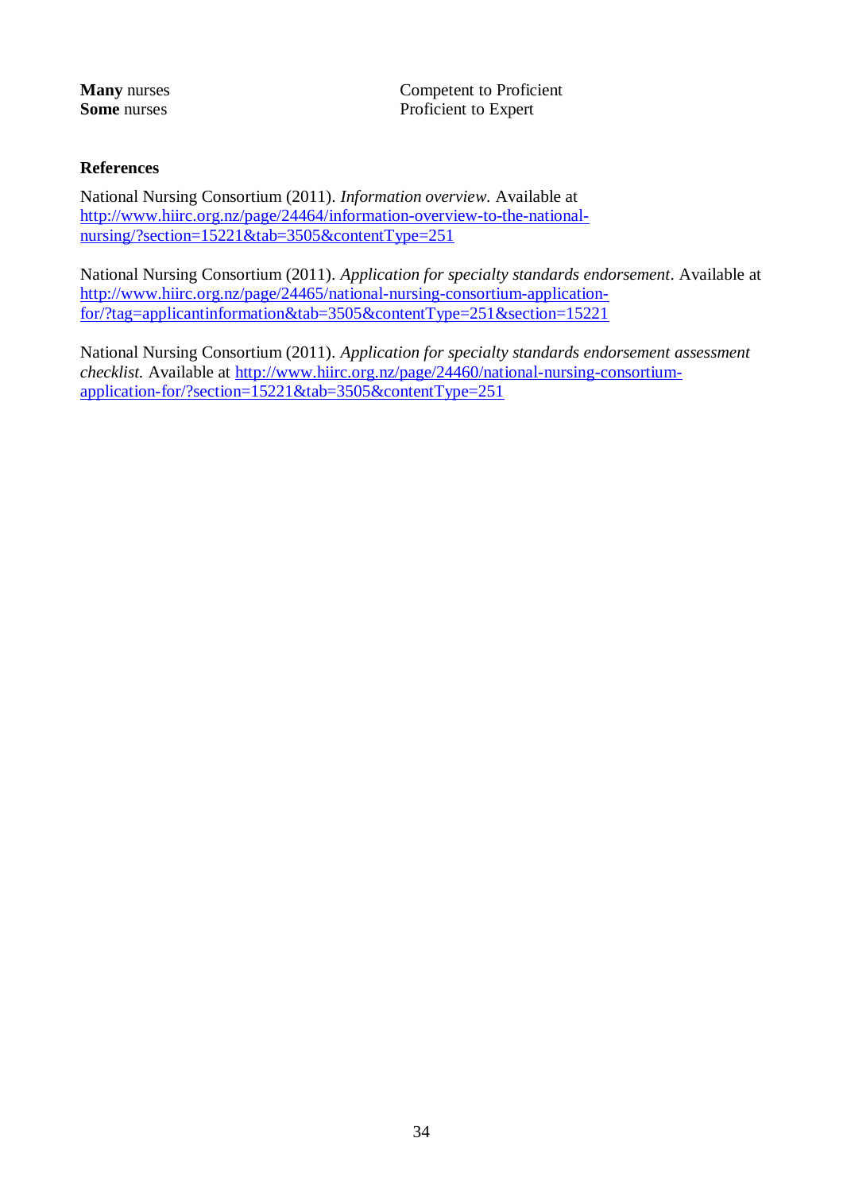| | |
|---|---|
| **Many** nurses | Competent to Proficient |
| **Some** nurses | Proficient to Expert |

**References**

National Nursing Consortium (2011). *Information overview.* Available at http://www.hiirc.org.nz/page/24464/information-overview-to-the-national-nursing/?section=15221&tab=3505&contentType=251

National Nursing Consortium (2011). *Application for specialty standards endorsement*. Available at http://www.hiirc.org.nz/page/24465/national-nursing-consortium-application-for/?tag=applicantinformation&tab=3505&contentType=251&section=15221

National Nursing Consortium (2011). *Application for specialty standards endorsement assessment checklist.* Available at http://www.hiirc.org.nz/page/24460/national-nursing-consortium-application-for/?section=15221&tab=3505&contentType=251